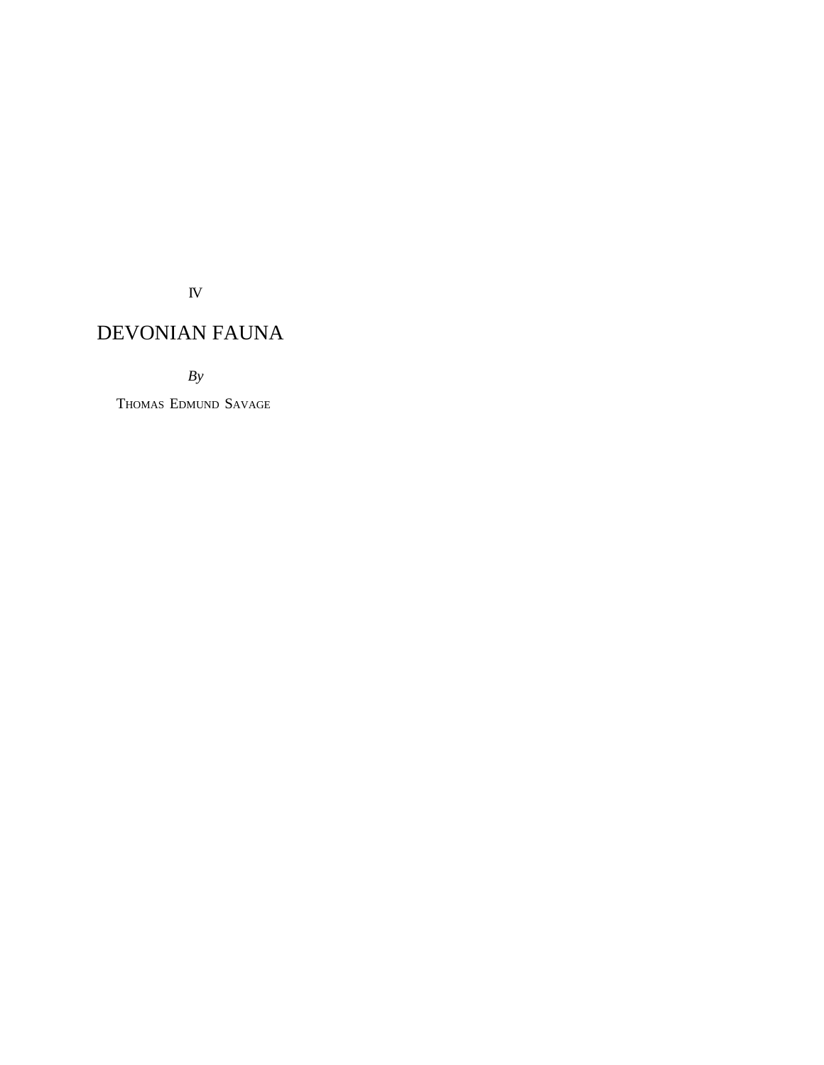IV

# DEVONIAN FAUNA

*By*

THOMAS EDMUND SAVAGE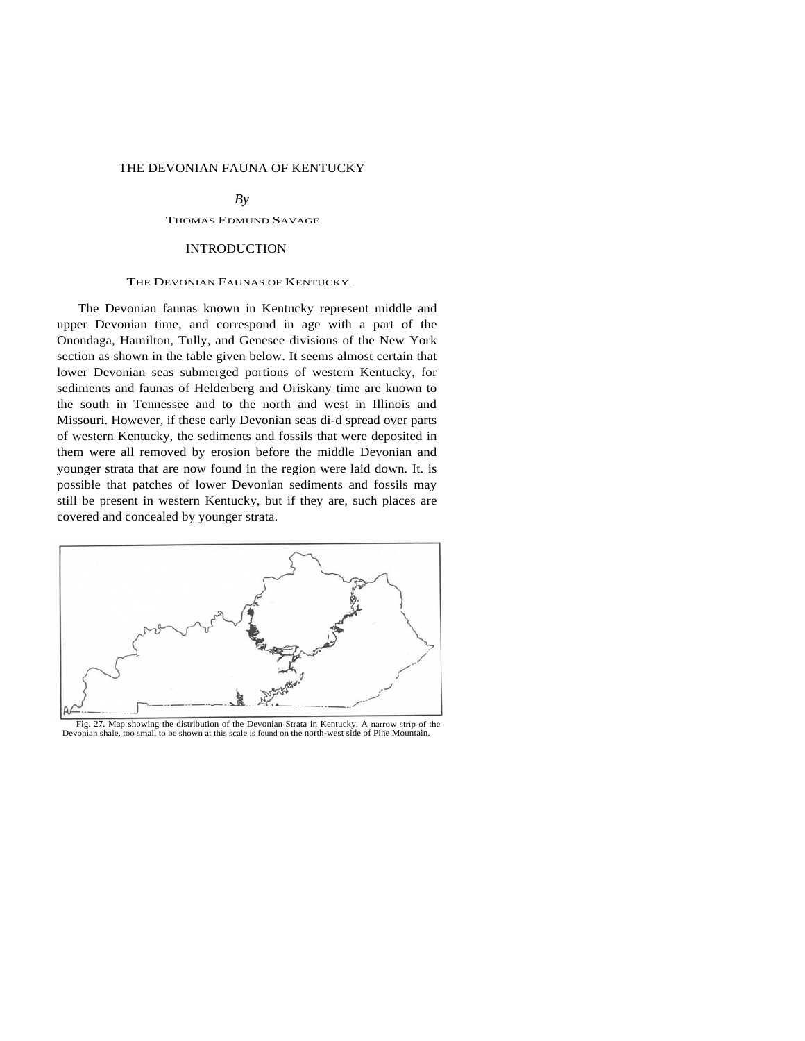# THE DEVONIAN FAUNA OF KENTUCKY

*By*

THOMAS EDMUND SAVAGE

## INTRODUCTION

### THE DEVONIAN FAUNAS OF KENTUCKY.

The Devonian faunas known in Kentucky represent middle and upper Devonian time, and correspond in age with a part of the Onondaga, Hamilton, Tully, and Genesee divisions of the New York section as shown in the table given below. It seems almost certain that lower Devonian seas submerged portions of western Kentucky, for sediments and faunas of Helderberg and Oriskany time are known to the south in Tennessee and to the north and west in Illinois and Missouri. However, if these early Devonian seas di-d spread over parts of western Kentucky, the sediments and fossils that were deposited in them were all removed by erosion before the middle Devonian and younger strata that are now found in the region were laid down. It. is possible that patches of lower Devonian sediments and fossils may still be present in western Kentucky, but if they are, such places are covered and concealed by younger strata.

Fig. 27. Map showing the distribution of the Devonian Strata in Kentucky. A narrow strip of the Devonian shale, too small to be shown at this scale is found on the north-west side of Pine Mountain.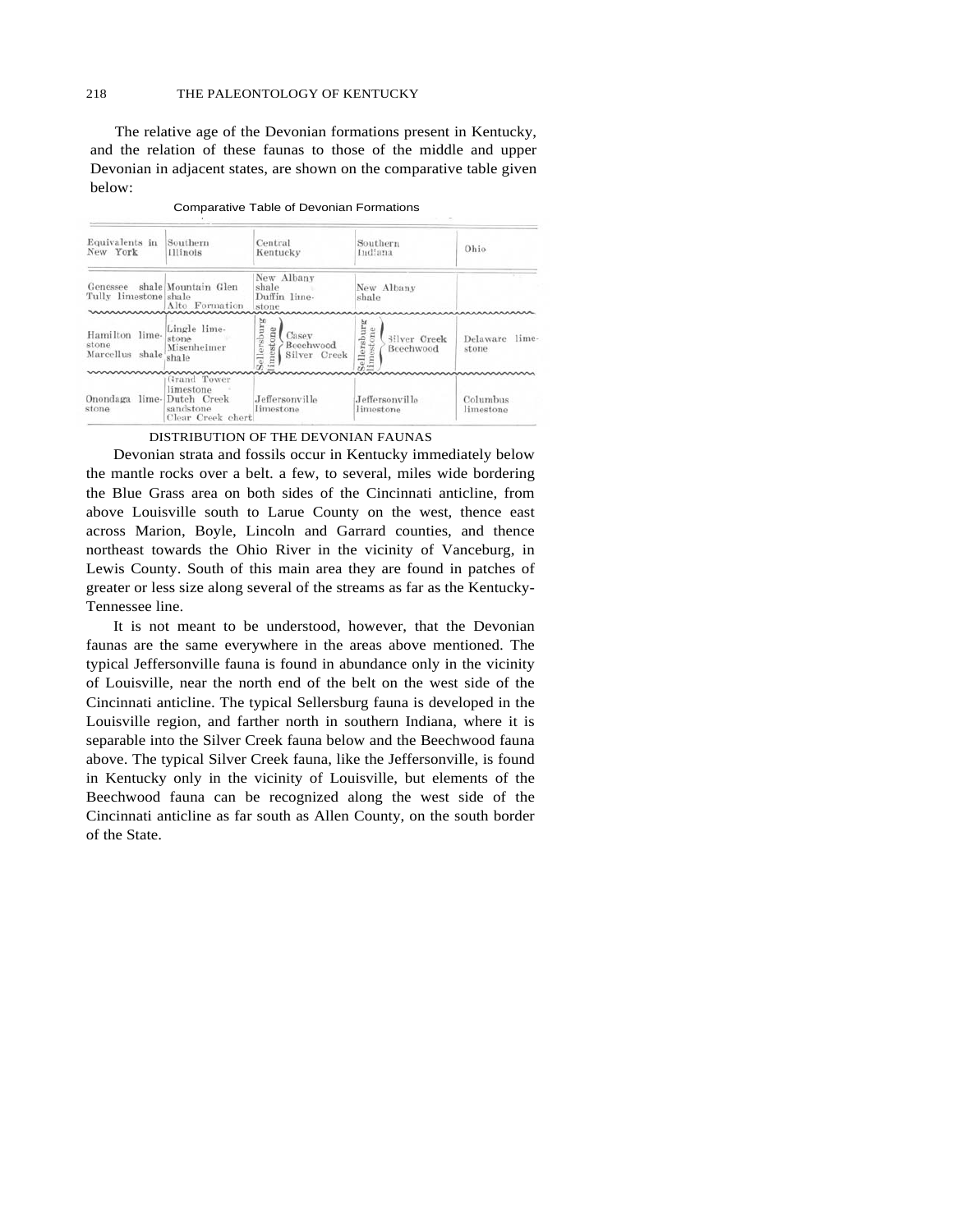The relative age of the Devonian formations present in Kentucky, and the relation of these faunas to those of the middle and upper Devonian in adjacent states, are shown on the comparative table given below:

Comparative Table of Devonian Formations

| Equivalents in New York | Southern Illinois | Central Kentucky | Southern Indiana | Ohio |
|---|---|---|---|---|
| Genessee shale Tully limestone | Mountain Glen shale Alto Formation | New Albany shale Duffin limestone | New Albany shale | |
| Hamilton limestone Marcellus shale | Lingle limestone Misenheimer shale | Sellersburg limestone { Casey Beechwood Silver Creek | Sellersburg limestone { Silver Creek Beechwood | Delaware limestone |
| Onondaga limestone | Grand Tower limestone Dutch Creek sandstone Clear Creek chert | Jeffersonville limestone | Jeffersonville limestone | Columbus limestone |

## DISTRIBUTION OF THE DEVONIAN FAUNAS

Devonian strata and fossils occur in Kentucky immediately below the mantle rocks over a belt. a few, to several, miles wide bordering the Blue Grass area on both sides of the Cincinnati anticline, from above Louisville south to Larue County on the west, thence east across Marion, Boyle, Lincoln and Garrard counties, and thence northeast towards the Ohio River in the vicinity of Vanceburg, in Lewis County. South of this main area they are found in patches of greater or less size along several of the streams as far as the Kentucky-Tennessee line.

It is not meant to be understood, however, that the Devonian faunas are the same everywhere in the areas above mentioned. The typical Jeffersonville fauna is found in abundance only in the vicinity of Louisville, near the north end of the belt on the west side of the Cincinnati anticline. The typical Sellersburg fauna is developed in the Louisville region, and farther north in southern Indiana, where it is separable into the Silver Creek fauna below and the Beechwood fauna above. The typical Silver Creek fauna, like the Jeffersonville, is found in Kentucky only in the vicinity of Louisville, but elements of the Beechwood fauna can be recognized along the west side of the Cincinnati anticline as far south as Allen County, on the south border of the State.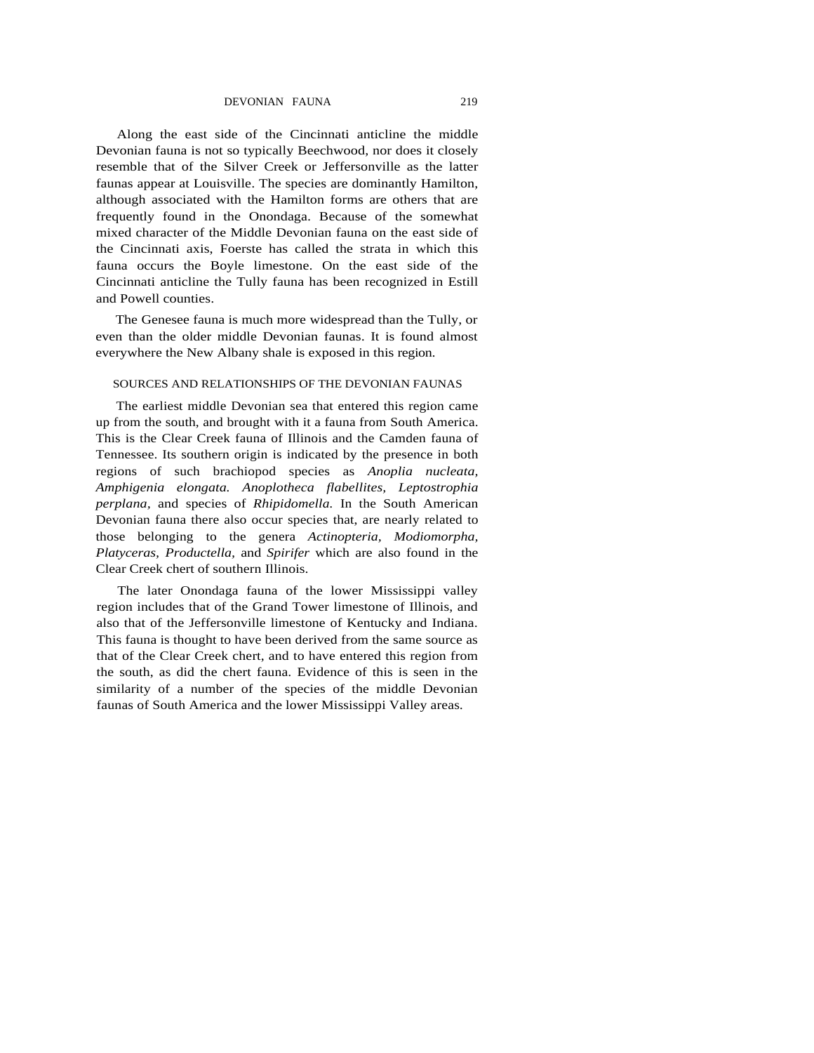Along the east side of the Cincinnati anticline the middle Devonian fauna is not so typically Beechwood, nor does it closely resemble that of the Silver Creek or Jeffersonville as the latter faunas appear at Louisville. The species are dominantly Hamilton, although associated with the Hamilton forms are others that are frequently found in the Onondaga. Because of the somewhat mixed character of the Middle Devonian fauna on the east side of the Cincinnati axis, Foerste has called the strata in which this fauna occurs the Boyle limestone. On the east side of the Cincinnati anticline the Tully fauna has been recognized in Estill and Powell counties.

The Genesee fauna is much more widespread than the Tully, or even than the older middle Devonian faunas. It is found almost everywhere the New Albany shale is exposed in this region.

## SOURCES AND RELATIONSHIPS OF THE DEVONIAN FAUNAS

The earliest middle Devonian sea that entered this region came up from the south, and brought with it a fauna from South America. This is the Clear Creek fauna of Illinois and the Camden fauna of Tennessee. Its southern origin is indicated by the presence in both regions of such brachiopod species as *Anoplia nucleata, Amphigenia elongata. Anoplotheca flabellites, Leptostrophia perplana,* and species of *Rhipidomella.* In the South American Devonian fauna there also occur species that, are nearly related to those belonging to the genera *Actinopteria, Modiomorpha, Platyceras, Productella,* and *Spirifer* which are also found in the Clear Creek chert of southern Illinois.

The later Onondaga fauna of the lower Mississippi valley region includes that of the Grand Tower limestone of Illinois, and also that of the Jeffersonville limestone of Kentucky and Indiana. This fauna is thought to have been derived from the same source as that of the Clear Creek chert, and to have entered this region from the south, as did the chert fauna. Evidence of this is seen in the similarity of a number of the species of the middle Devonian faunas of South America and the lower Mississippi Valley areas.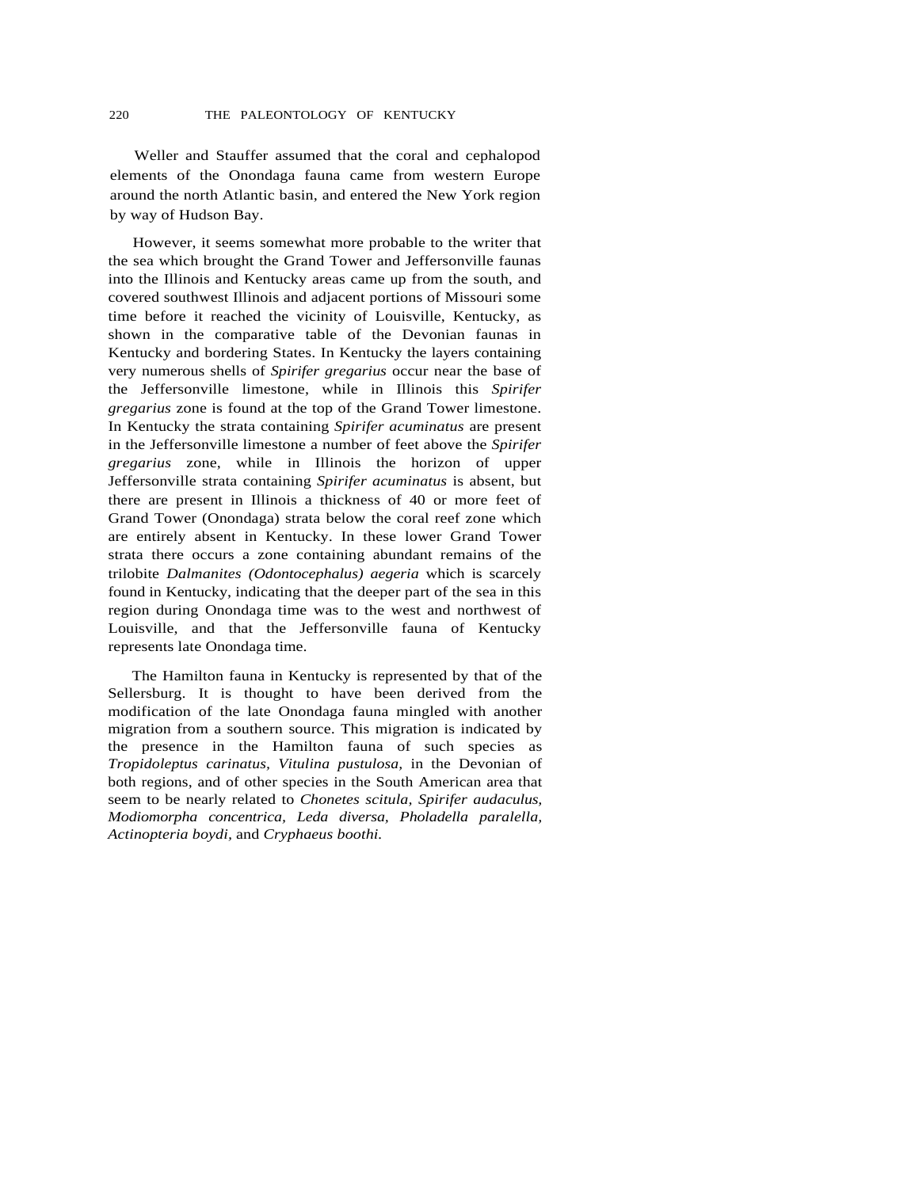Weller and Stauffer assumed that the coral and cephalopod elements of the Onondaga fauna came from western Europe around the north Atlantic basin, and entered the New York region by way of Hudson Bay.

However, it seems somewhat more probable to the writer that the sea which brought the Grand Tower and Jeffersonville faunas into the Illinois and Kentucky areas came up from the south, and covered southwest Illinois and adjacent portions of Missouri some time before it reached the vicinity of Louisville, Kentucky, as shown in the comparative table of the Devonian faunas in Kentucky and bordering States. In Kentucky the layers containing very numerous shells of *Spirifer gregarius* occur near the base of the Jeffersonville limestone, while in Illinois this *Spirifer gregarius* zone is found at the top of the Grand Tower limestone. In Kentucky the strata containing *Spirifer acuminatus* are present in the Jeffersonville limestone a number of feet above the *Spirifer gregarius* zone, while in Illinois the horizon of upper Jeffersonville strata containing *Spirifer acuminatus* is absent, but there are present in Illinois a thickness of 40 or more feet of Grand Tower (Onondaga) strata below the coral reef zone which are entirely absent in Kentucky. In these lower Grand Tower strata there occurs a zone containing abundant remains of the trilobite *Dalmanites (Odontocephalus) aegeria* which is scarcely found in Kentucky, indicating that the deeper part of the sea in this region during Onondaga time was to the west and northwest of Louisville, and that the Jeffersonville fauna of Kentucky represents late Onondaga time.

The Hamilton fauna in Kentucky is represented by that of the Sellersburg. It is thought to have been derived from the modification of the late Onondaga fauna mingled with another migration from a southern source. This migration is indicated by the presence in the Hamilton fauna of such species as *Tropidoleptus carinatus, Vitulina pustulosa,* in the Devonian of both regions, and of other species in the South American area that seem to be nearly related to *Chonetes scitula, Spirifer audaculus, Modiomorpha concentrica, Leda diversa, Pholadella paralella, Actinopteria boydi,* and *Cryphaeus boothi.*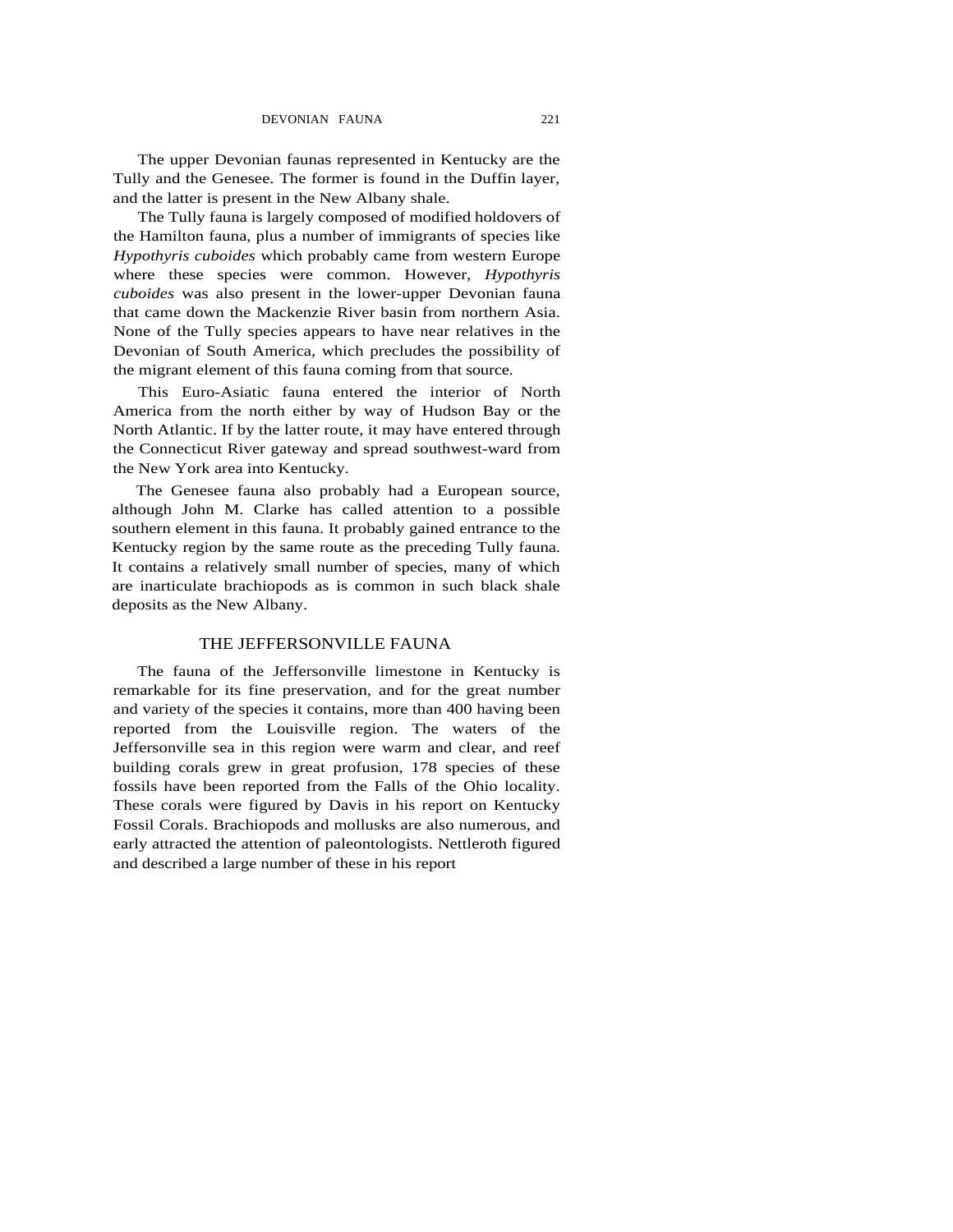The upper Devonian faunas represented in Kentucky are the Tully and the Genesee. The former is found in the Duffin layer, and the latter is present in the New Albany shale.

The Tully fauna is largely composed of modified holdovers of the Hamilton fauna, plus a number of immigrants of species like *Hypothyris cuboides* which probably came from western Europe where these species were common. However, *Hypothyris cuboides* was also present in the lower-upper Devonian fauna that came down the Mackenzie River basin from northern Asia. None of the Tully species appears to have near relatives in the Devonian of South America, which precludes the possibility of the migrant element of this fauna coming from that source.

This Euro-Asiatic fauna entered the interior of North America from the north either by way of Hudson Bay or the North Atlantic. If by the latter route, it may have entered through the Connecticut River gateway and spread southwest-ward from the New York area into Kentucky.

The Genesee fauna also probably had a European source, although John M. Clarke has called attention to a possible southern element in this fauna. It probably gained entrance to the Kentucky region by the same route as the preceding Tully fauna. It contains a relatively small number of species, many of which are inarticulate brachiopods as is common in such black shale deposits as the New Albany.

## THE JEFFERSONVILLE FAUNA

The fauna of the Jeffersonville limestone in Kentucky is remarkable for its fine preservation, and for the great number and variety of the species it contains, more than 400 having been reported from the Louisville region. The waters of the Jeffersonville sea in this region were warm and clear, and reef building corals grew in great profusion, 178 species of these fossils have been reported from the Falls of the Ohio locality. These corals were figured by Davis in his report on Kentucky Fossil Corals. Brachiopods and mollusks are also numerous, and early attracted the attention of paleontologists. Nettleroth figured and described a large number of these in his report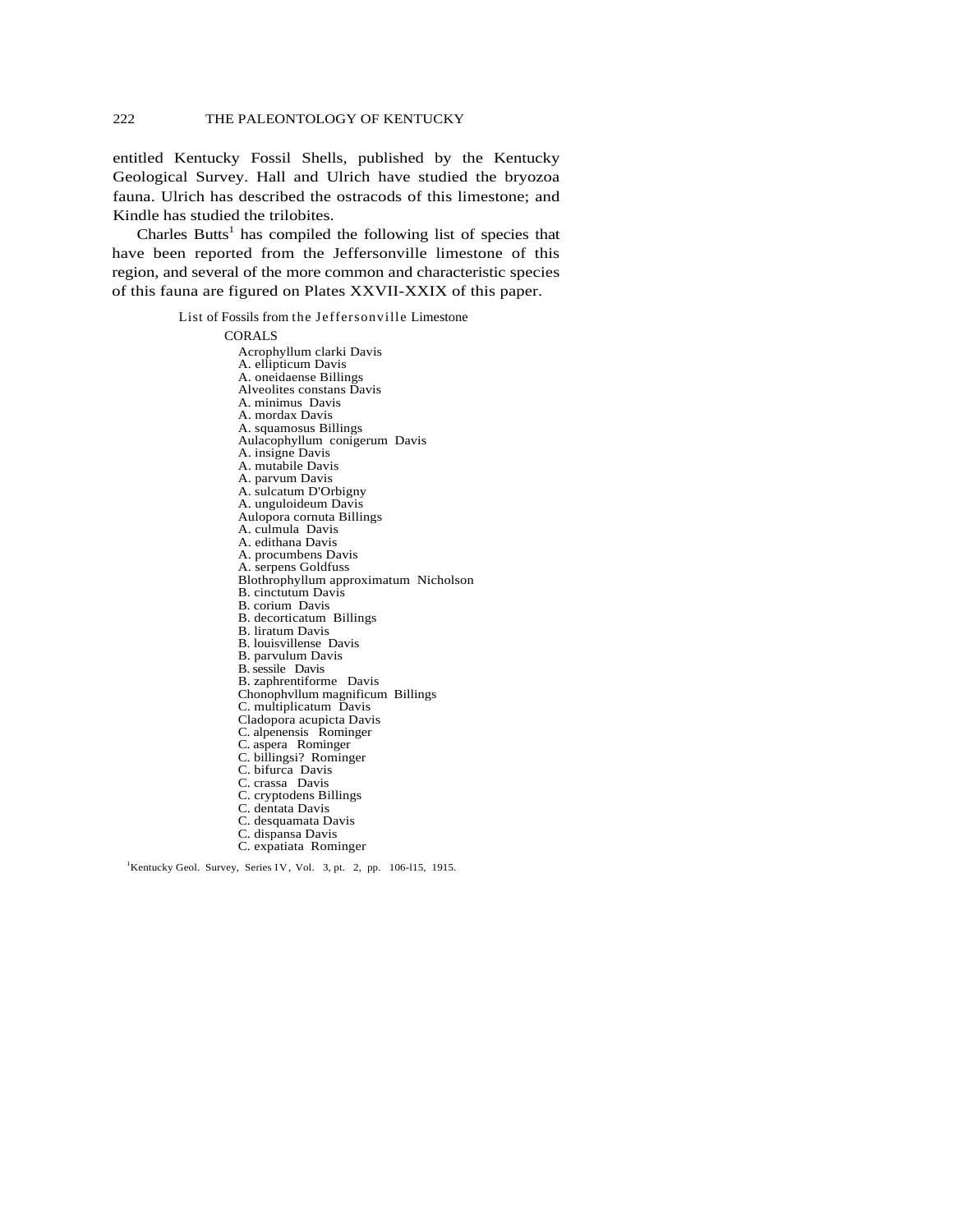entitled Kentucky Fossil Shells, published by the Kentucky Geological Survey. Hall and Ulrich have studied the bryozoa fauna. Ulrich has described the ostracods of this limestone; and Kindle has studied the trilobites.

Charles Butts[1] has compiled the following list of species that have been reported from the Jeffersonville limestone of this region, and several of the more common and characteristic species of this fauna are figured on Plates XXVII-XXIX of this paper.

List of Fossils from the Jeffersonville Limestone

CORALS

Acrophyllum clarki Davis
A. ellipticum Davis
A. oneidaense Billings
Alveolites constans Davis
A. minimus Davis
A. mordax Davis
A. squamosus Billings
Aulacophyllum conigerum Davis
A. insigne Davis
A. mutabile Davis
A. parvum Davis
A. sulcatum D'Orbigny
A. unguloideum Davis
Aulopora cornuta Billings
A. culmula Davis
A. edithana Davis
A. procumbens Davis
A. serpens Goldfuss
Blothrophyllum approximatum Nicholson
B. cinctutum Davis
B. corium Davis
B. decorticatum Billings
B. liratum Davis
B. louisvillense Davis
B. parvulum Davis
B. sessile Davis
B. zaphrentiforme Davis
Chonophvllum magnificum Billings
C. multiplicatum Davis
Cladopora acupicta Davis
C. alpenensis Rominger
C. aspera Rominger
C. billingsi? Rominger
C. bifurca Davis
C. crassa Davis
C. cryptodens Billings
C. dentata Davis
C. desquamata Davis
C. dispansa Davis
C. expatiata Rominger

[1]Kentucky Geol. Survey, Series IV, Vol. 3, pt. 2, pp. 106-l15, 1915.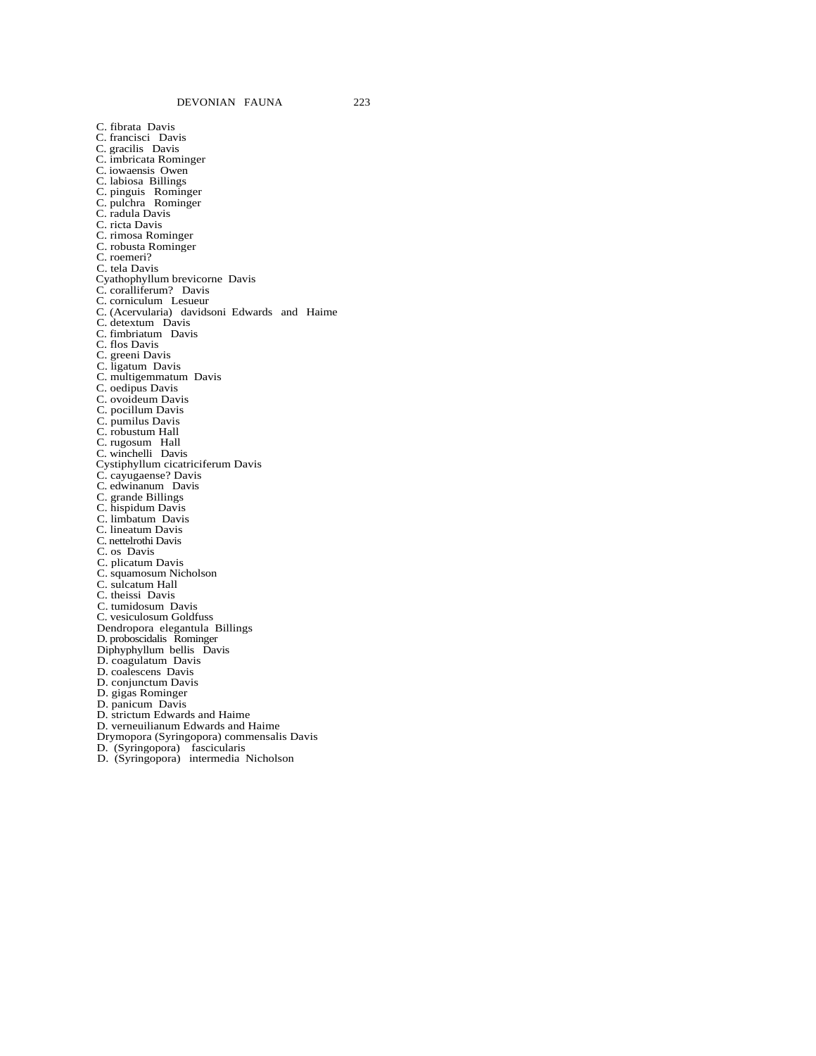C. fibrata Davis
C. francisci Davis
C. gracilis Davis
C. imbricata Rominger
C. iowaensis Owen
C. labiosa Billings
C. pinguis Rominger
C. pulchra Rominger
C. radula Davis
C. ricta Davis
C. rimosa Rominger
C. robusta Rominger
C. roemeri?
C. tela Davis
Cyathophyllum brevicorne Davis
C. coralliferum? Davis
C. corniculum Lesueur
C. (Acervularia) davidsoni Edwards and Haime
C. detextum Davis
C. fimbriatum Davis
C. flos Davis
C. greeni Davis
C. ligatum Davis
C. multigemmatum Davis
C. oedipus Davis
C. ovoideum Davis
C. pocillum Davis
C. pumilus Davis
C. robustum Hall
C. rugosum Hall
C. winchelli Davis
Cystiphyllum cicatriciferum Davis
C. cayugaense? Davis
C. edwinanum Davis
C. grande Billings
C. hispidum Davis
C. limbatum Davis
C. lineatum Davis
C. nettelrothi Davis
C. os Davis
C. plicatum Davis
C. squamosum Nicholson
C. sulcatum Hall
C. theissi Davis
C. tumidosum Davis
C. vesiculosum Goldfuss
Dendropora elegantula Billings
D. proboscidalis Rominger
Diphyphyllum bellis Davis
D. coagulatum Davis
D. coalescens Davis
D. conjunctum Davis
D. gigas Rominger
D. panicum Davis
D. strictum Edwards and Haime
D. verneuilianum Edwards and Haime
Drymopora (Syringopora) commensalis Davis
D. (Syringopora) fascicularis
D. (Syringopora) intermedia Nicholson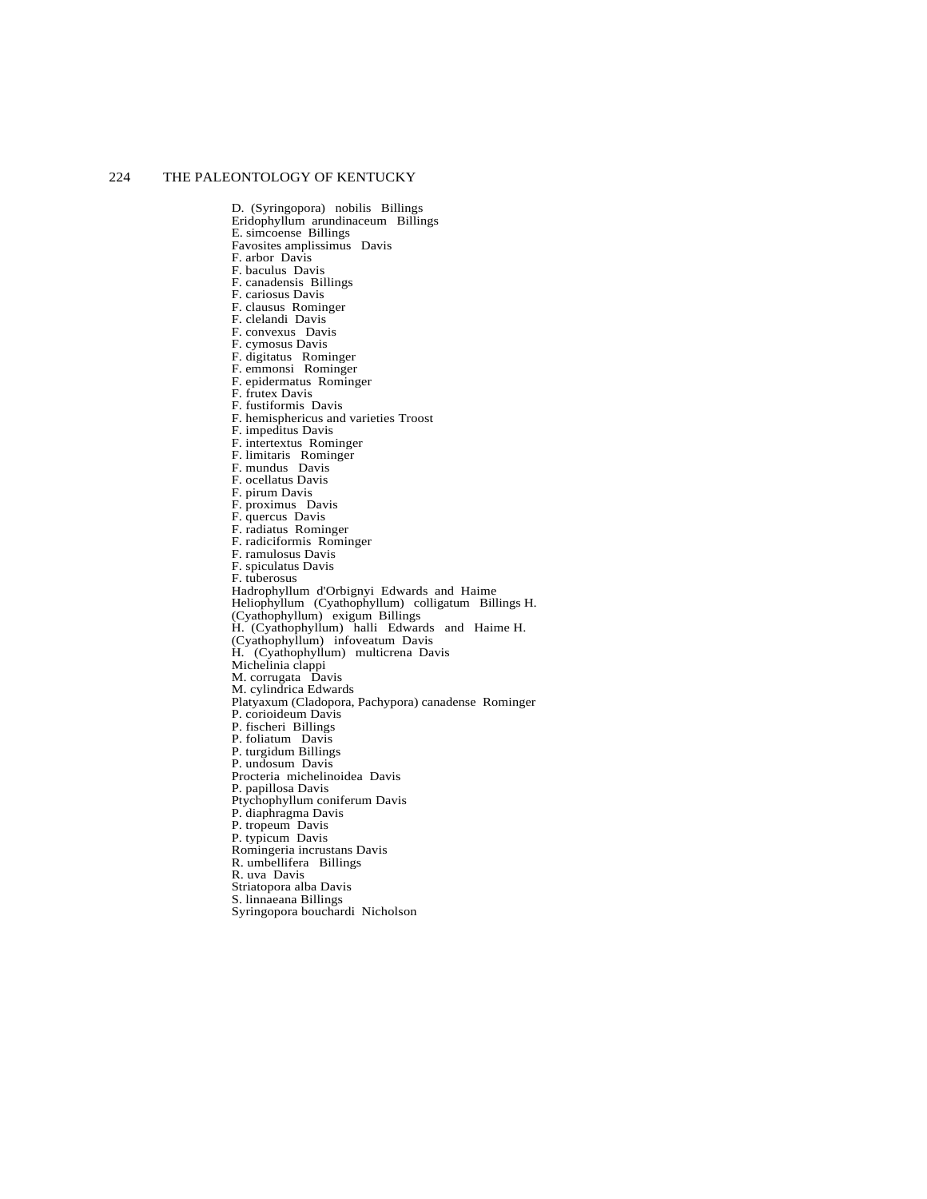D. (Syringopora) nobilis Billings
Eridophyllum arundinaceum Billings
E. simcoense Billings
Favosites amplissimus Davis
F. arbor Davis
F. baculus Davis
F. canadensis Billings
F. cariosus Davis
F. clausus Rominger
F. clelandi Davis
F. convexus Davis
F. cymosus Davis
F. digitatus Rominger
F. emmonsi Rominger
F. epidermatus Rominger
F. frutex Davis
F. fustiformis Davis
F. hemisphericus and varieties Troost
F. impeditus Davis
F. intertextus Rominger
F. limitaris Rominger
F. mundus Davis
F. ocellatus Davis
F. pirum Davis
F. proximus Davis
F. quercus Davis
F. radiatus Rominger
F. radiciformis Rominger
F. ramulosus Davis
F. spiculatus Davis
F. tuberosus
Hadrophyllum d'Orbignyi Edwards and Haime
Heliophyllum (Cyathophyllum) colligatum Billings H. (Cyathophyllum) exigum Billings
H. (Cyathophyllum) halli Edwards and Haime H. (Cyathophyllum) infoveatum Davis
H. (Cyathophyllum) multicrena Davis
Michelinia clappi
M. corrugata Davis
M. cylindrica Edwards
Platyaxum (Cladopora, Pachypora) canadense Rominger
P. corioideum Davis
P. fischeri Billings
P. foliatum Davis
P. turgidum Billings
P. undosum Davis
Procteria michelinoidea Davis
P. papillosa Davis
Ptychophyllum coniferum Davis
P. diaphragma Davis
P. tropeum Davis
P. typicum Davis
Romingeria incrustans Davis
R. umbellifera Billings
R. uva Davis
Striatopora alba Davis
S. linnaeana Billings
Syringopora bouchardi Nicholson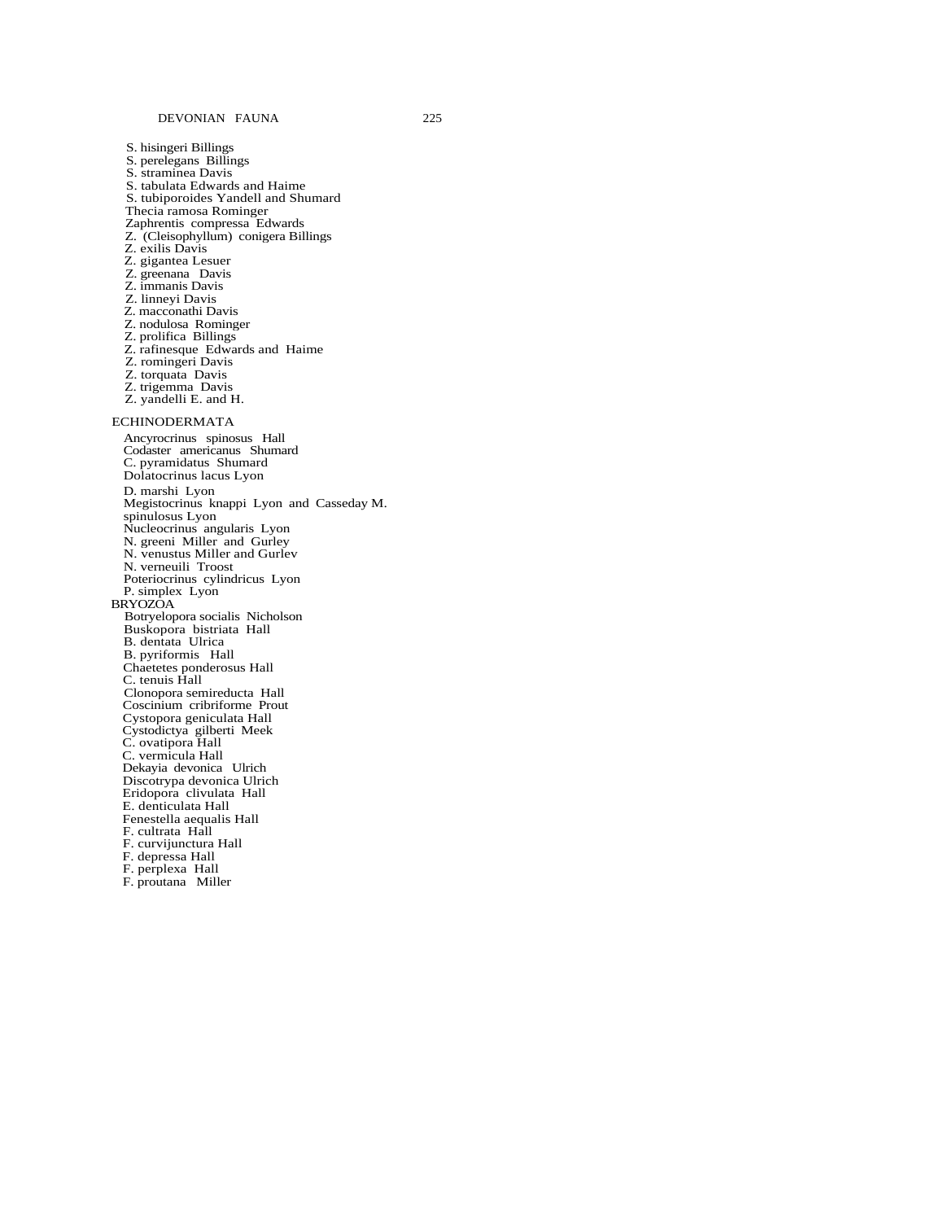S. hisingeri Billings
S. perelegans Billings
S. straminea Davis
S. tabulata Edwards and Haime
S. tubiporoides Yandell and Shumard
Thecia ramosa Rominger
Zaphrentis compressa Edwards
Z. (Cleisophyllum) conigera Billings
Z. exilis Davis
Z. gigantea Lesuer
Z. greenana Davis
Z. immanis Davis
Z. linneyi Davis
Z. macconathi Davis
Z. nodulosa Rominger
Z. prolifica Billings
Z. rafinesque Edwards and Haime
Z. romingeri Davis
Z. torquata Davis
Z. trigemma Davis
Z. yandelli E. and H.

ECHINODERMATA

Ancyrocrinus spinosus Hall
Codaster americanus Shumard
C. pyramidatus Shumard
Dolatocrinus lacus Lyon
D. marshi Lyon
Megistocrinus knappi Lyon and Casseday M.
spinulosus Lyon
Nucleocrinus angularis Lyon
N. greeni Miller and Gurley
N. venustus Miller and Gurlev
N. verneuili Troost
Poteriocrinus cylindricus Lyon
P. simplex Lyon

BRYOZOA

Botryelopora socialis Nicholson
Buskopora bistriata Hall
B. dentata Ulrica
B. pyriformis Hall
Chaetetes ponderosus Hall
C. tenuis Hall
Clonopora semireducta Hall
Coscinium cribriforme Prout
Cystopora geniculata Hall
Cystodictya gilberti Meek
C. ovatipora Hall
C. vermicula Hall
Dekayia devonica Ulrich
Discotrypa devonica Ulrich
Eridopora clivulata Hall
E. denticulata Hall
Fenestella aequalis Hall
F. cultrata Hall
F. curvijunctura Hall
F. depressa Hall
F. perplexa Hall
F. proutana Miller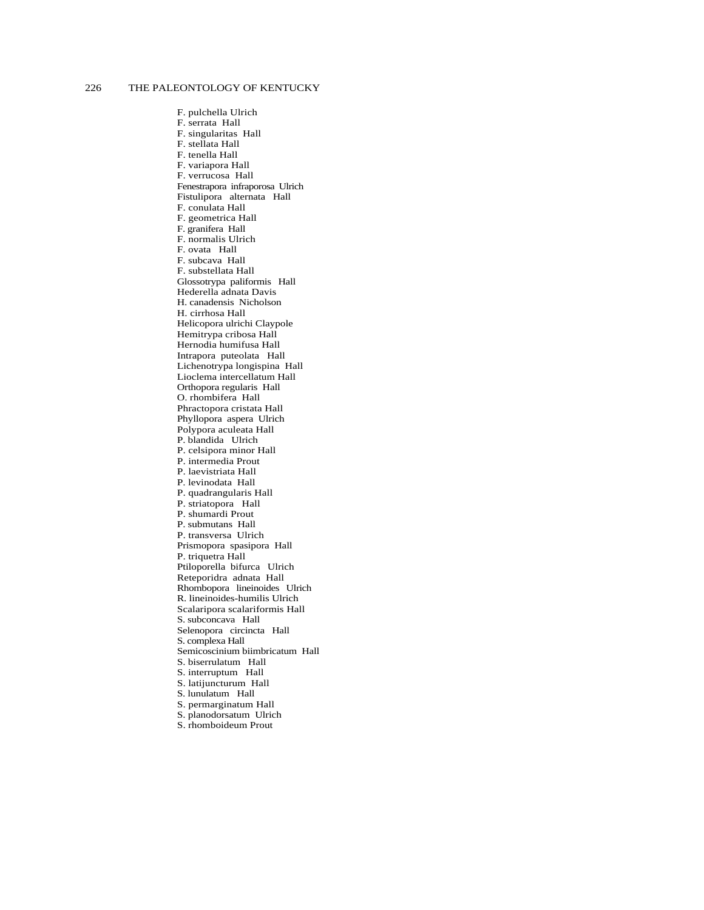F. pulchella Ulrich
F. serrata Hall
F. singularitas Hall
F. stellata Hall
F. tenella Hall
F. variapora Hall
F. verrucosa Hall
Fenestrapora infraporosa Ulrich
Fistulipora alternata Hall
F. conulata Hall
F. geometrica Hall
F. granifera Hall
F. normalis Ulrich
F. ovata Hall
F. subcava Hall
F. substellata Hall
Glossotrypa paliformis Hall
Hederella adnata Davis
H. canadensis Nicholson
H. cirrhosa Hall
Helicopora ulrichi Claypole
Hemitrypa cribosa Hall
Hernodia humifusa Hall
Intrapora puteolata Hall
Lichenotrypa longispina Hall
Lioclema intercellatum Hall
Orthopora regularis Hall
O. rhombifera Hall
Phractopora cristata Hall
Phyllopora aspera Ulrich
Polypora aculeata Hall
P. blandida Ulrich
P. celsipora minor Hall
P. intermedia Prout
P. laevistriata Hall
P. levinodata Hall
P. quadrangularis Hall
P. striatopora Hall
P. shumardi Prout
P. submutans Hall
P. transversa Ulrich
Prismopora spasipora Hall
P. triquetra Hall
Ptiloporella bifurca Ulrich
Reteporidra adnata Hall
Rhombopora lineinoides Ulrich
R. lineinoides-humilis Ulrich
Scalaripora scalariformis Hall
S. subconcava Hall
Selenopora circincta Hall
S. complexa Hall
Semicoscinium biimbricatum Hall
S. biserrulatum Hall
S. interruptum Hall
S. latijuncturum Hall
S. lunulatum Hall
S. permarginatum Hall
S. planodorsatum Ulrich
S. rhomboideum Prout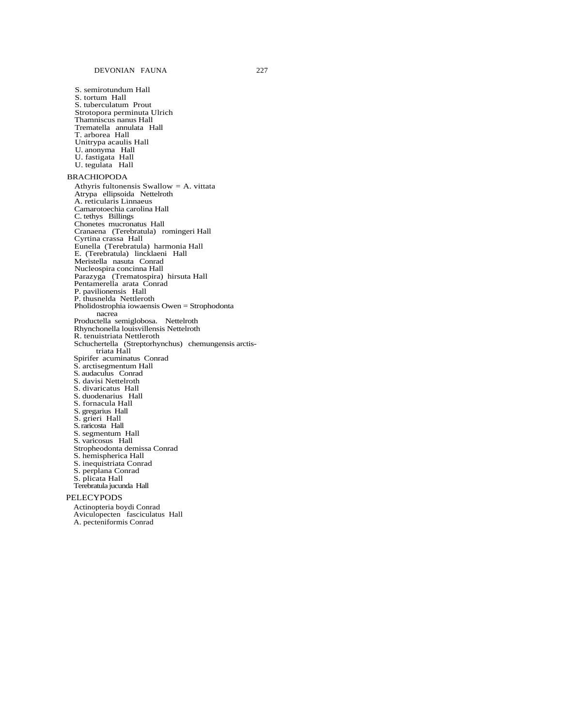S. semirotundum Hall
S. tortum Hall
S. tuberculatum Prout
Strotopora perminuta Ulrich
Thamniscus nanus Hall
Trematella annulata Hall
T. arborea Hall
Unitrypa acaulis Hall
U. anonyma Hall
U. fastigata Hall
U. tegulata Hall

BRACHIOPODA

Athyris fultonensis Swallow = A. vittata
Atrypa ellipsoida Nettelroth
A. reticularis Linnaeus
Camarotoechia carolina Hall
C. tethys Billings
Chonetes mucronatus Hall
Cranaena (Terebratula) romingeri Hall
Cyrtina crassa Hall
Eunella (Terebratula) harmonia Hall
E. (Terebratula) lincklaeni Hall
Meristella nasuta Conrad
Nucleospira concinna Hall
Parazyga (Trematospira) hirsuta Hall
Pentamerella arata Conrad
P. pavilionensis Hall
P. thusnelda Nettleroth
Pholidostrophia iowaensis Owen = Strophodonta nacrea
Productella semiglobosa. Nettelroth
Rhynchonella louisvillensis Nettelroth
R. tenuistriata Nettleroth
Schuchertella (Streptorhynchus) chemungensis arctistriata Hall
Spirifer acuminatus Conrad
S. arctisegmentum Hall
S. audaculus Conrad
S. davisi Nettelroth
S. divaricatus Hall
S. duodenarius Hall
S. fornacula Hall
S. gregarius Hall
S. grieri Hall
S. raricosta Hall
S. segmentum Hall
S. varicosus Hall
Stropheodonta demissa Conrad
S. hemispherica Hall
S. inequistriata Conrad
S. perplana Conrad
S. plicata Hall
Terebratula jucunda Hall

PELECYPODS

Actinopteria boydi Conrad
Aviculopecten fasciculatus Hall
A. pecteniformis Conrad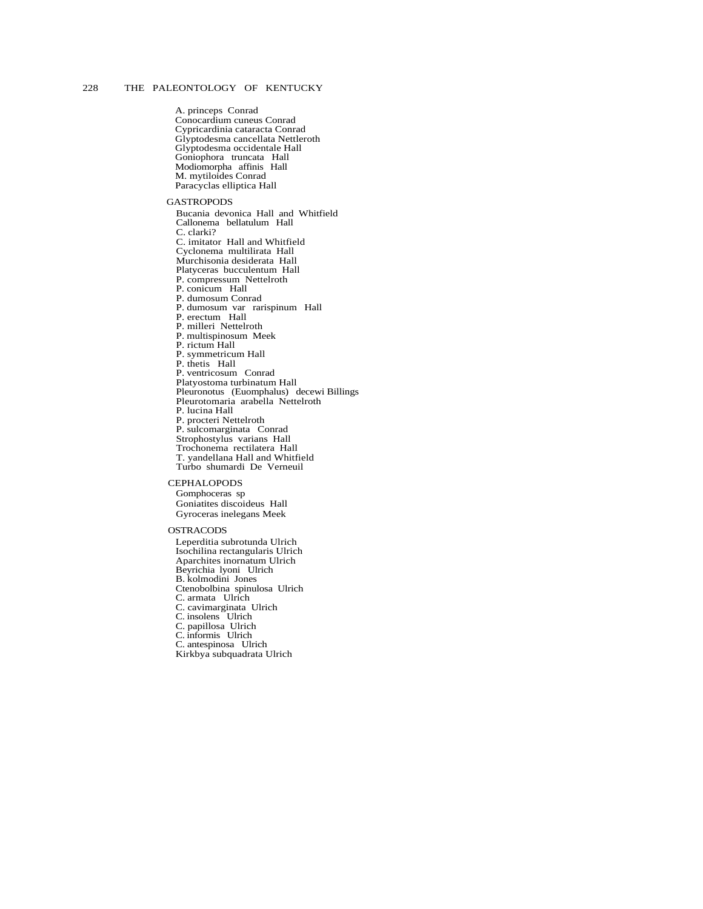A. princeps Conrad
Conocardium cuneus Conrad
Cypricardinia cataracta Conrad
Glyptodesma cancellata Nettleroth
Glyptodesma occidentale Hall
Goniophora truncata Hall
Modiomorpha affinis Hall
M. mytiloides Conrad
Paracyclas elliptica Hall

GASTROPODS

Bucania devonica Hall and Whitfield
Callonema bellatulum Hall
C. clarki?
C. imitator Hall and Whitfield
Cyclonema multilirata Hall
Murchisonia desiderata Hall
Platyceras bucculentum Hall
P. compressum Nettelroth
P. conicum Hall
P. dumosum Conrad
P. dumosum var rarispinum Hall
P. erectum Hall
P. milleri Nettelroth
P. multispinosum Meek
P. rictum Hall
P. symmetricum Hall
P. thetis Hall
P. ventricosum Conrad
Platyostoma turbinatum Hall
Pleuronotus (Euomphalus) decewi Billings
Pleurotomaria arabella Nettelroth
P. lucina Hall
P. procteri Nettelroth
P. sulcomarginata Conrad
Strophostylus varians Hall
Trochonema rectilatera Hall
T. yandellana Hall and Whitfield
Turbo shumardi De Verneuil

CEPHALOPODS

Gomphoceras sp
Goniatites discoideus Hall
Gyroceras inelegans Meek

OSTRACODS

Leperditia subrotunda Ulrich
Isochilina rectangularis Ulrich
Aparchites inornatum Ulrich
Beyrichia lyoni Ulrich
B. kolmodini Jones
Ctenobolbina spinulosa Ulrich
C. armata Ulrich
C. cavimarginata Ulrich
C. insolens Ulrich
C. papillosa Ulrich
C. informis Ulrich
C. antespinosa Ulrich
Kirkbya subquadrata Ulrich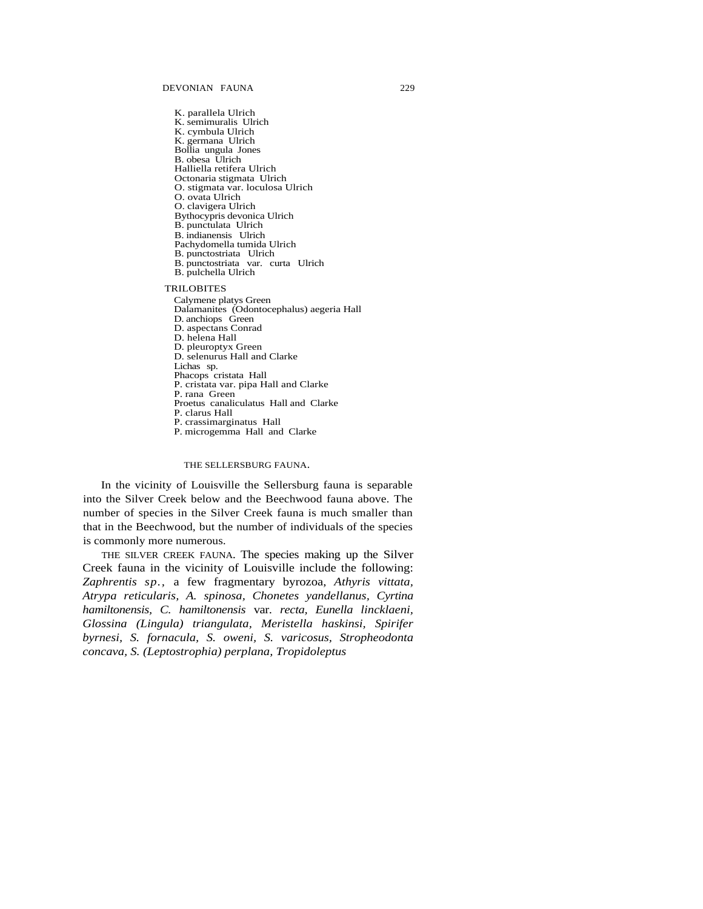K. parallela Ulrich
K. semimuralis Ulrich
K. cymbula Ulrich
K. germana Ulrich
Bollia ungula Jones
B. obesa Ulrich
Halliella retifera Ulrich
Octonaria stigmata Ulrich
O. stigmata var. loculosa Ulrich
O. ovata Ulrich
O. clavigera Ulrich
Bythocypris devonica Ulrich
B. punctulata Ulrich
B. indianensis Ulrich
Pachydomella tumida Ulrich
B. punctostriata Ulrich
B. punctostriata var. curta Ulrich
B. pulchella Ulrich

TRILOBITES

Calymene platys Green
Dalamanites (Odontocephalus) aegeria Hall
D. anchiops Green
D. aspectans Conrad
D. helena Hall
D. pleuroptyx Green
D. selenurus Hall and Clarke
Lichas sp.
Phacops cristata Hall
P. cristata var. pipa Hall and Clarke
P. rana Green
Proetus canaliculatus Hall and Clarke
P. clarus Hall
P. crassimarginatus Hall
P. microgemma Hall and Clarke

## THE SELLERSBURG FAUNA.

In the vicinity of Louisville the Sellersburg fauna is separable into the Silver Creek below and the Beechwood fauna above. The number of species in the Silver Creek fauna is much smaller than that in the Beechwood, but the number of individuals of the species is commonly more numerous.

THE SILVER CREEK FAUNA. The species making up the Silver Creek fauna in the vicinity of Louisville include the following: *Zaphrentis sp.*, a few fragmentary byrozoa, *Athyris vittata, Atrypa reticularis, A. spinosa, Chonetes yandellanus, Cyrtina hamiltonensis, C. hamiltonensis* var. *recta, Eunella lincklaeni, Glossina (Lingula) triangulata, Meristella haskinsi, Spirifer byrnesi, S. fornacula, S. oweni, S. varicosus, Stropheodonta concava, S. (Leptostrophia) perplana, Tropidoleptus*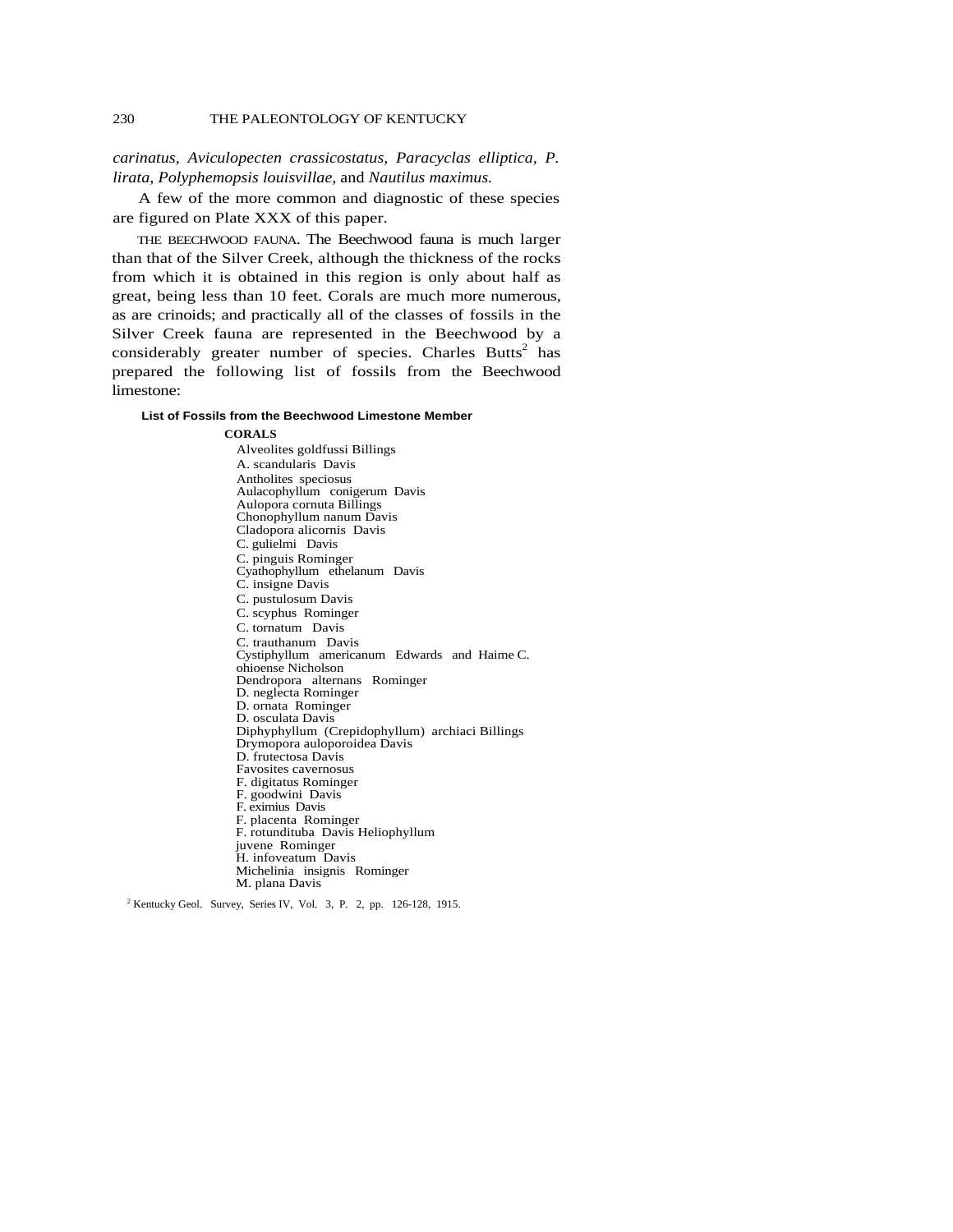*carinatus, Aviculopecten crassicostatus, Paracyclas elliptica, P. lirata, Polyphemopsis louisvillae,* and *Nautilus maximus.*

A few of the more common and diagnostic of these species are figured on Plate XXX of this paper.

THE BEECHWOOD FAUNA. The Beechwood fauna is much larger than that of the Silver Creek, although the thickness of the rocks from which it is obtained in this region is only about half as great, being less than 10 feet. Corals are much more numerous, as are crinoids; and practically all of the classes of fossils in the Silver Creek fauna are represented in the Beechwood by a considerably greater number of species. Charles Butts[2] has prepared the following list of fossils from the Beechwood limestone:

**List of Fossils from the Beechwood Limestone Member**

**CORALS**

Alveolites goldfussi Billings
A. scandularis Davis
Antholites speciosus
Aulacophyllum conigerum Davis
Aulopora cornuta Billings
Chonophyllum nanum Davis
Cladopora alicornis Davis
C. gulielmi Davis
C. pinguis Rominger
Cyathophyllum ethelanum Davis
C. insigne Davis
C. pustulosum Davis
C. scyphus Rominger
C. tornatum Davis
C. trauthanum Davis
Cystiphyllum americanum Edwards and Haime C. ohioense Nicholson
Dendropora alternans Rominger
D. neglecta Rominger
D. ornata Rominger
D. osculata Davis
Diphyphyllum (Crepidophyllum) archiaci Billings
Drymopora auloporoidea Davis
D. frutectosa Davis
Favosites cavernosus
F. digitatus Rominger
F. goodwini Davis
F. eximius Davis
F. placenta Rominger
F. rotundituba Davis Heliophyllum juvene Rominger
H. infoveatum Davis
Michelinia insignis Rominger
M. plana Davis

[2] Kentucky Geol. Survey, Series IV, Vol. 3, P. 2, pp. 126-128, 1915.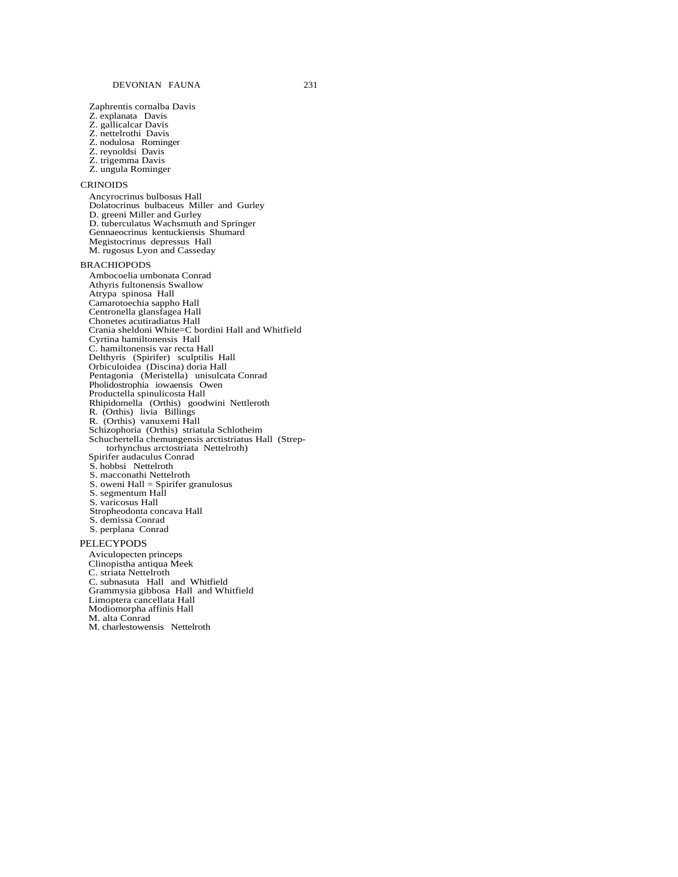Zaphrentis cornalba Davis
Z. explanata Davis
Z. gallicalcar Davis
Z. nettelrothi Davis
Z. nodulosa Rominger
Z. reynoldsi Davis
Z. trigemma Davis
Z. ungula Rominger

CRINOIDS

Ancyrocrinus bulbosus Hall
Dolatocrinus bulbaceus Miller and Gurley
D. greeni Miller and Gurley
D. tuberculatus Wachsmuth and Springer
Gennaeocrinus kentuckiensis Shumard
Megistocrinus depressus Hall
M. rugosus Lyon and Casseday

BRACHIOPODS

Ambocoelia umbonata Conrad
Athyris fultonensis Swallow
Atrypa spinosa Hall
Camarotoechia sappho Hall
Centronella glansfagea Hall
Chonetes acutiradiatus Hall
Crania sheldoni White=C bordini Hall and Whitfield
Cyrtina hamiltonensis Hall
C. hamiltonensis var recta Hall
Delthyris (Spirifer) sculptilis Hall
Orbiculoidea (Discina) doria Hall
Pentagonia (Meristella) unisulcata Conrad
Pholidostrophia iowaensis Owen
Productella spinulicosta Hall
Rhipidomella (Orthis) goodwini Nettleroth
R. (Orthis) livia Billings
R. (Orthis) vanuxemi Hall
Schizophoria (Orthis) striatula Schlotheim
Schuchertella chemungensis arctistriatus Hall (Streptorhynchus arctostriata Nettelroth)
Spirifer audaculus Conrad
S. hobbsi Nettelroth
S. macconathi Nettelroth
S. oweni Hall = Spirifer granulosus
S. segmentum Hall
S. varicosus Hall
Stropheodonta concava Hall
S. demissa Conrad
S. perplana Conrad

PELECYPODS

Aviculopecten princeps
Clinopistha antiqua Meek
C. striata Nettelroth
C. subnasuta Hall and Whitfield
Grammysia gibbosa Hall and Whitfield
Limoptera cancellata Hall
Modiomorpha affinis Hall
M. alta Conrad
M. charlestowensis Nettelroth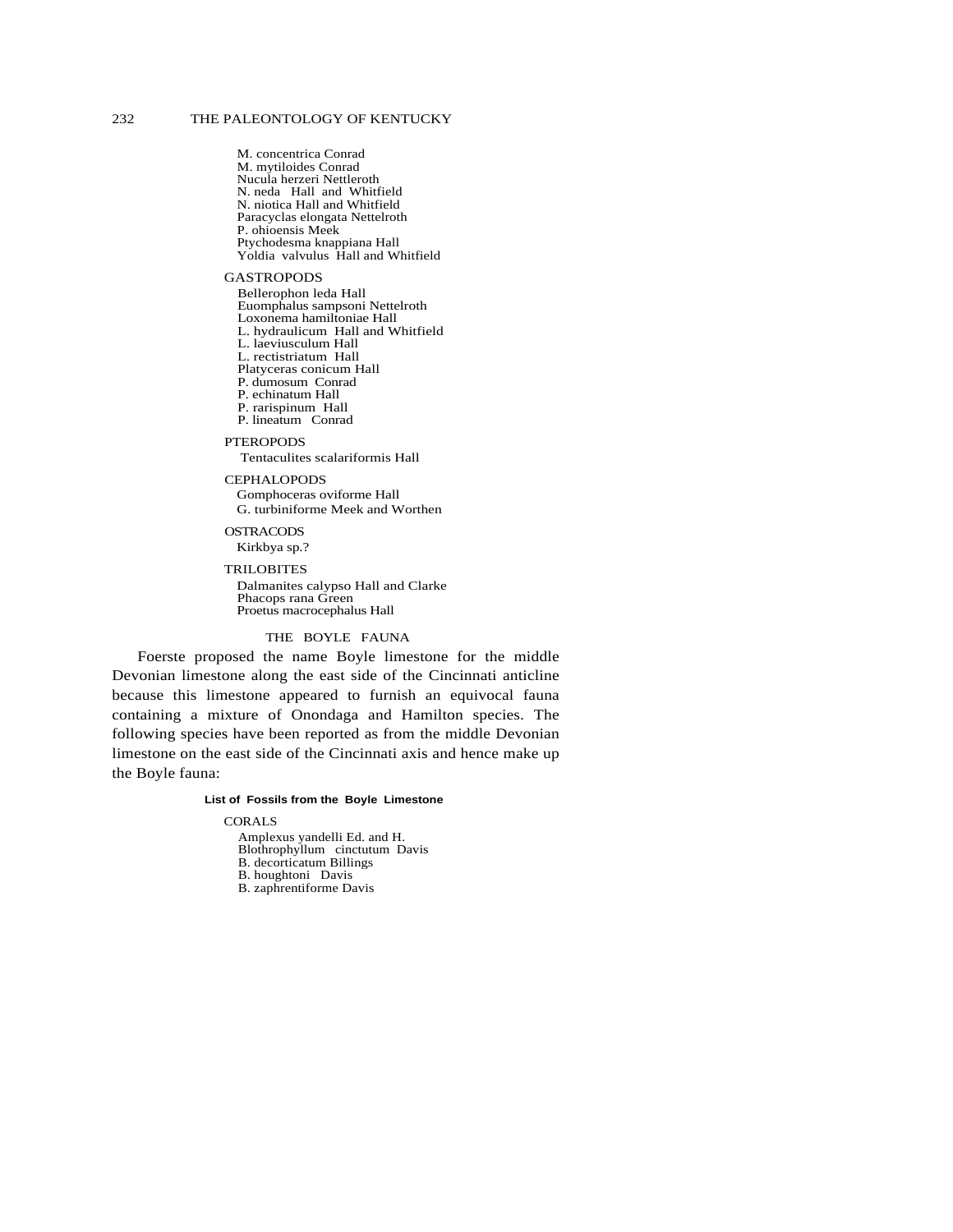M. concentrica Conrad
M. mytiloides Conrad
Nucula herzeri Nettleroth
N. neda Hall and Whitfield
N. niotica Hall and Whitfield
Paracyclas elongata Nettelroth
P. ohioensis Meek
Ptychodesma knappiana Hall
Yoldia valvulus Hall and Whitfield

GASTROPODS

Bellerophon leda Hall
Euomphalus sampsoni Nettelroth
Loxonema hamiltoniae Hall
L. hydraulicum Hall and Whitfield
L. laeviusculum Hall
L. rectistriatum Hall
Platyceras conicum Hall
P. dumosum Conrad
P. echinatum Hall
P. rarispinum Hall
P. lineatum Conrad

PTEROPODS

Tentaculites scalariformis Hall

CEPHALOPODS

Gomphoceras oviforme Hall
G. turbiniforme Meek and Worthen

OSTRACODS

Kirkbya sp.?

TRILOBITES

Dalmanites calypso Hall and Clarke
Phacops rana Green
Proetus macrocephalus Hall

## THE BOYLE FAUNA

Foerste proposed the name Boyle limestone for the middle Devonian limestone along the east side of the Cincinnati anticline because this limestone appeared to furnish an equivocal fauna containing a mixture of Onondaga and Hamilton species. The following species have been reported as from the middle Devonian limestone on the east side of the Cincinnati axis and hence make up the Boyle fauna:

**List of Fossils from the Boyle Limestone**

CORALS

Amplexus yandelli Ed. and H.
Blothrophyllum cinctutum Davis
B. decorticatum Billings
B. houghtoni Davis
B. zaphrentiforme Davis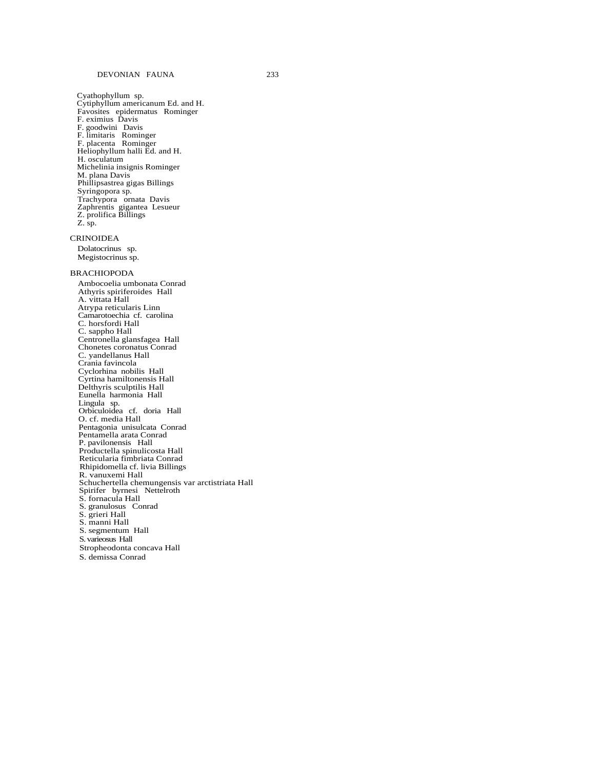Cyathophyllum sp.
Cytiphyllum americanum Ed. and H.
Favosites epidermatus Rominger
F. eximius Davis
F. goodwini Davis
F. limitaris Rominger
F. placenta Rominger
Heliophyllum halli Ed. and H.
H. osculatum
Michelinia insignis Rominger
M. plana Davis
Phillipsastrea gigas Billings
Syringopora sp.
Trachypora ornata Davis
Zaphrentis gigantea Lesueur
Z. prolifica Billings
Z. sp.

CRINOIDEA

Dolatocrinus sp.
Megistocrinus sp.

BRACHIOPODA

Ambocoelia umbonata Conrad
Athyris spiriferoides Hall
A. vittata Hall
Atrypa reticularis Linn
Camarotoechia cf. carolina
C. horsfordi Hall
C. sappho Hall
Centronella glansfagea Hall
Chonetes coronatus Conrad
C. yandellanus Hall
Crania favincola
Cyclorhina nobilis Hall
Cyrtina hamiltonensis Hall
Delthyris sculptilis Hall
Eunella harmonia Hall
Lingula sp.
Orbiculoidea cf. doria Hall
O. cf. media Hall
Pentagonia unisulcata Conrad
Pentamella arata Conrad
P. pavilonensis Hall
Productella spinulicosta Hall
Reticularia fimbriata Conrad
Rhipidomella cf. livia Billings
R. vanuxemi Hall
Schuchertella chemungensis var arctistriata Hall
Spirifer byrnesi Nettelroth
S. fornacula Hall
S. granulosus Conrad
S. grieri Hall
S. manni Hall
S. segmentum Hall
S. varieosus Hall
Stropheodonta concava Hall
S. demissa Conrad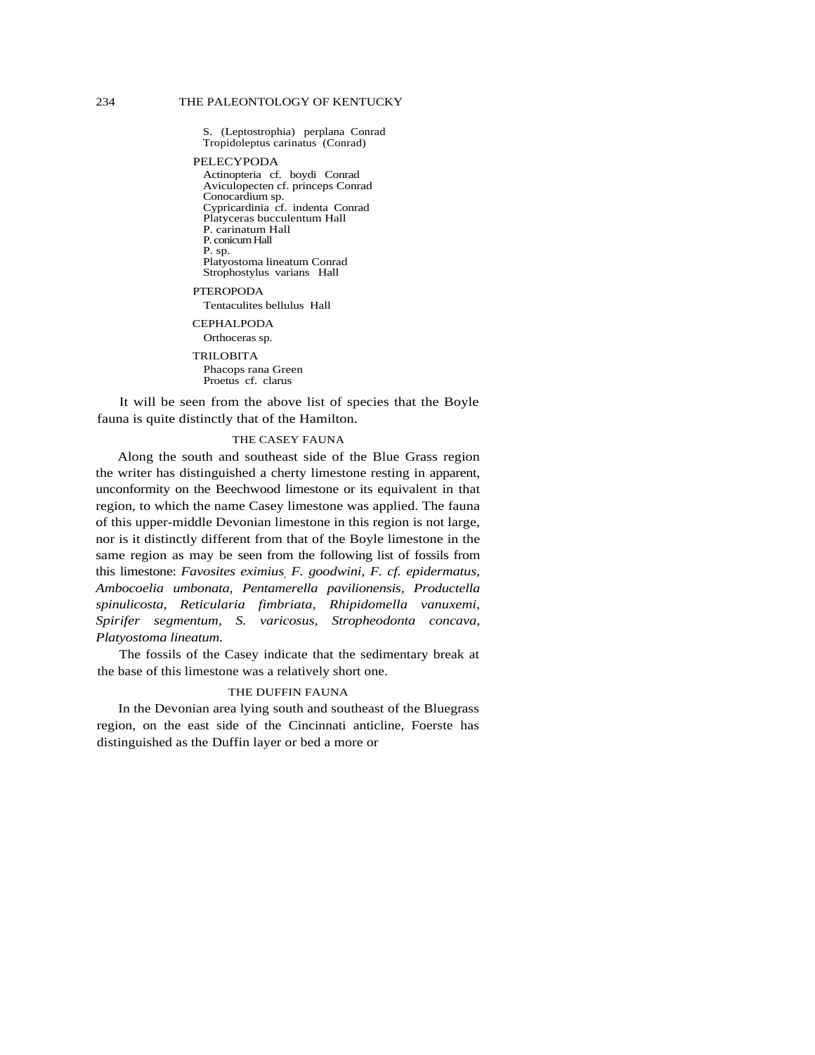S. (Leptostrophia) perplana Conrad
Tropidoleptus carinatus (Conrad)

PELECYPODA
Actinopteria cf. boydi Conrad
Aviculopecten cf. princeps Conrad
Conocardium sp.
Cypricardinia cf. indenta Conrad
Platyceras bucculentum Hall
P. carinatum Hall
P. conicum Hall
P. sp.
Platyostoma lineatum Conrad
Strophostylus varians Hall

PTEROPODA
Tentaculites bellulus Hall

CEPHALPODA
Orthoceras sp.

TRILOBITA
Phacops rana Green
Proetus cf. clarus

It will be seen from the above list of species that the Boyle fauna is quite distinctly that of the Hamilton.

## THE CASEY FAUNA

Along the south and southeast side of the Blue Grass region the writer has distinguished a cherty limestone resting in apparent, unconformity on the Beechwood limestone or its equivalent in that region, to which the name Casey limestone was applied. The fauna of this upper-middle Devonian limestone in this region is not large, nor is it distinctly different from that of the Boyle limestone in the same region as may be seen from the following list of fossils from this limestone: *Favosites eximius, F. goodwini, F. cf. epidermatus, Ambocoelia umbonata, Pentamerella pavilionensis, Productella spinulicosta, Reticularia fimbriata, Rhipidomella vanuxemi, Spirifer segmentum, S. varicosus, Stropheodonta concava, Platyostoma lineatum.*

The fossils of the Casey indicate that the sedimentary break at the base of this limestone was a relatively short one.

## THE DUFFIN FAUNA

In the Devonian area lying south and southeast of the Bluegrass region, on the east side of the Cincinnati anticline, Foerste has distinguished as the Duffin layer or bed a more or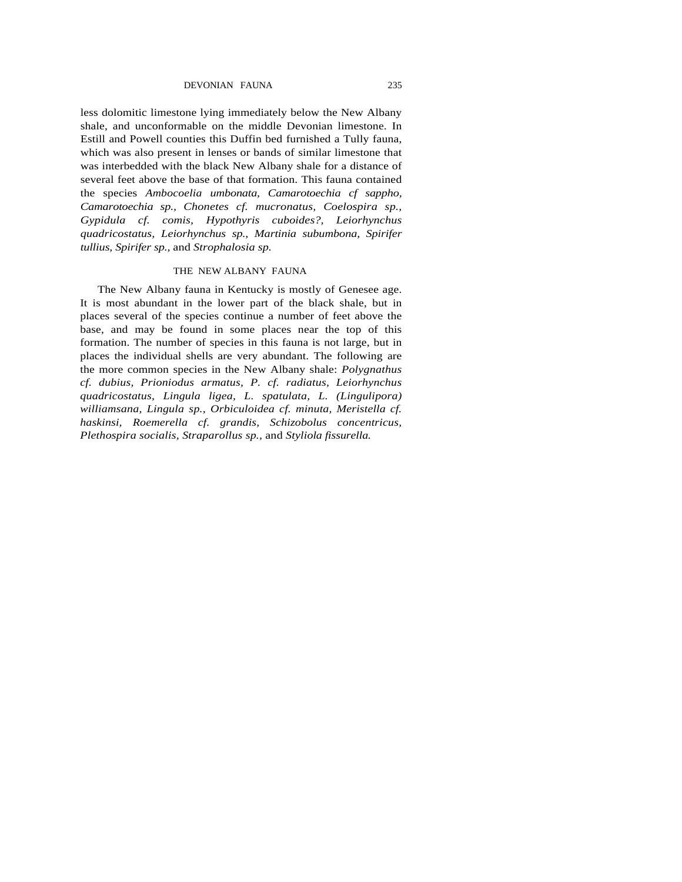less dolomitic limestone lying immediately below the New Albany shale, and unconformable on the middle Devonian limestone. In Estill and Powell counties this Duffin bed furnished a Tully fauna, which was also present in lenses or bands of similar limestone that was interbedded with the black New Albany shale for a distance of several feet above the base of that formation. This fauna contained the species *Ambocoelia umbonata, Camarotoechia cf sappho, Camarotoechia sp., Chonetes cf. mucronatus, Coelospira sp., Gypidula cf. comis, Hypothyris cuboides?, Leiorhynchus quadricostatus, Leiorhynchus sp., Martinia subumbona, Spirifer tullius, Spirifer sp.,* and *Strophalosia sp.*

## THE NEW ALBANY FAUNA

The New Albany fauna in Kentucky is mostly of Genesee age. It is most abundant in the lower part of the black shale, but in places several of the species continue a number of feet above the base, and may be found in some places near the top of this formation. The number of species in this fauna is not large, but in places the individual shells are very abundant. The following are the more common species in the New Albany shale: *Polygnathus cf. dubius, Prioniodus armatus, P. cf. radiatus, Leiorhynchus quadricostatus, Lingula ligea, L. spatulata, L. (Lingulipora) williamsana, Lingula sp., Orbiculoidea cf. minuta, Meristella cf. haskinsi, Roemerella cf. grandis, Schizobolus concentricus, Plethospira socialis, Straparollus sp.,* and *Styliola fissurella.*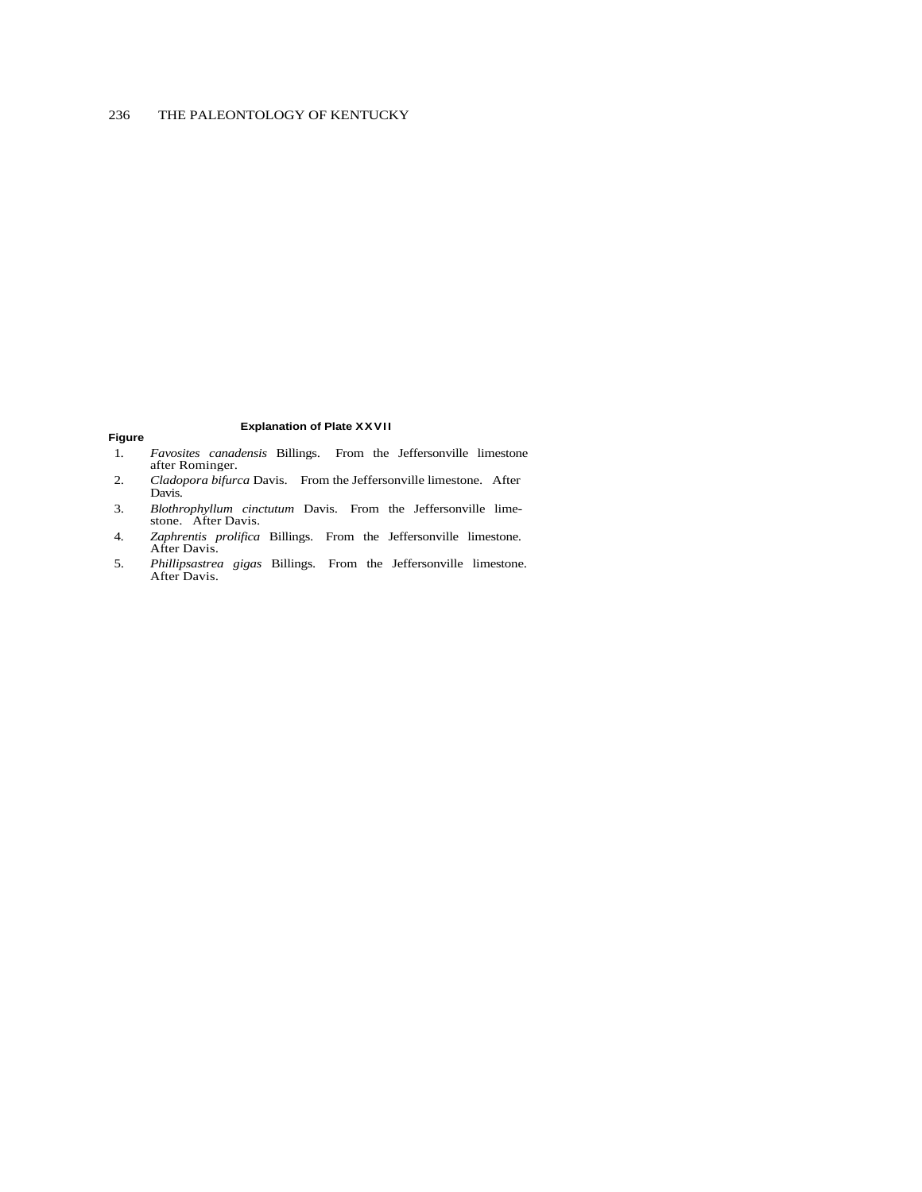**Explanation of Plate XXVII**

**Figure**

1. *Favosites canadensis* Billings. From the Jeffersonville limestone after Rominger.
2. *Cladopora bifurca* Davis. From the Jeffersonville limestone. After Davis.
3. *Blothrophyllum cinctutum* Davis. From the Jeffersonville limestone. After Davis.
4. *Zaphrentis prolifica* Billings. From the Jeffersonville limestone. After Davis.
5. *Phillipsastrea gigas* Billings. From the Jeffersonville limestone. After Davis.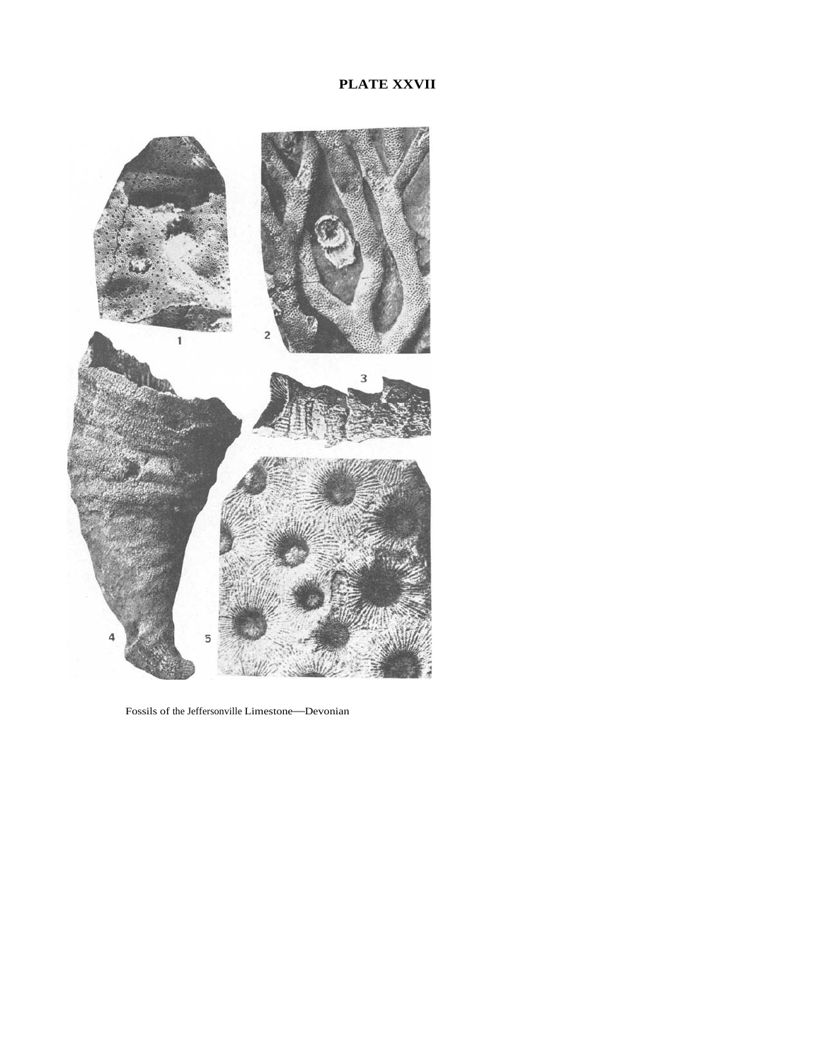# PLATE XXVII

Fossils of the Jeffersonville Limestone—Devonian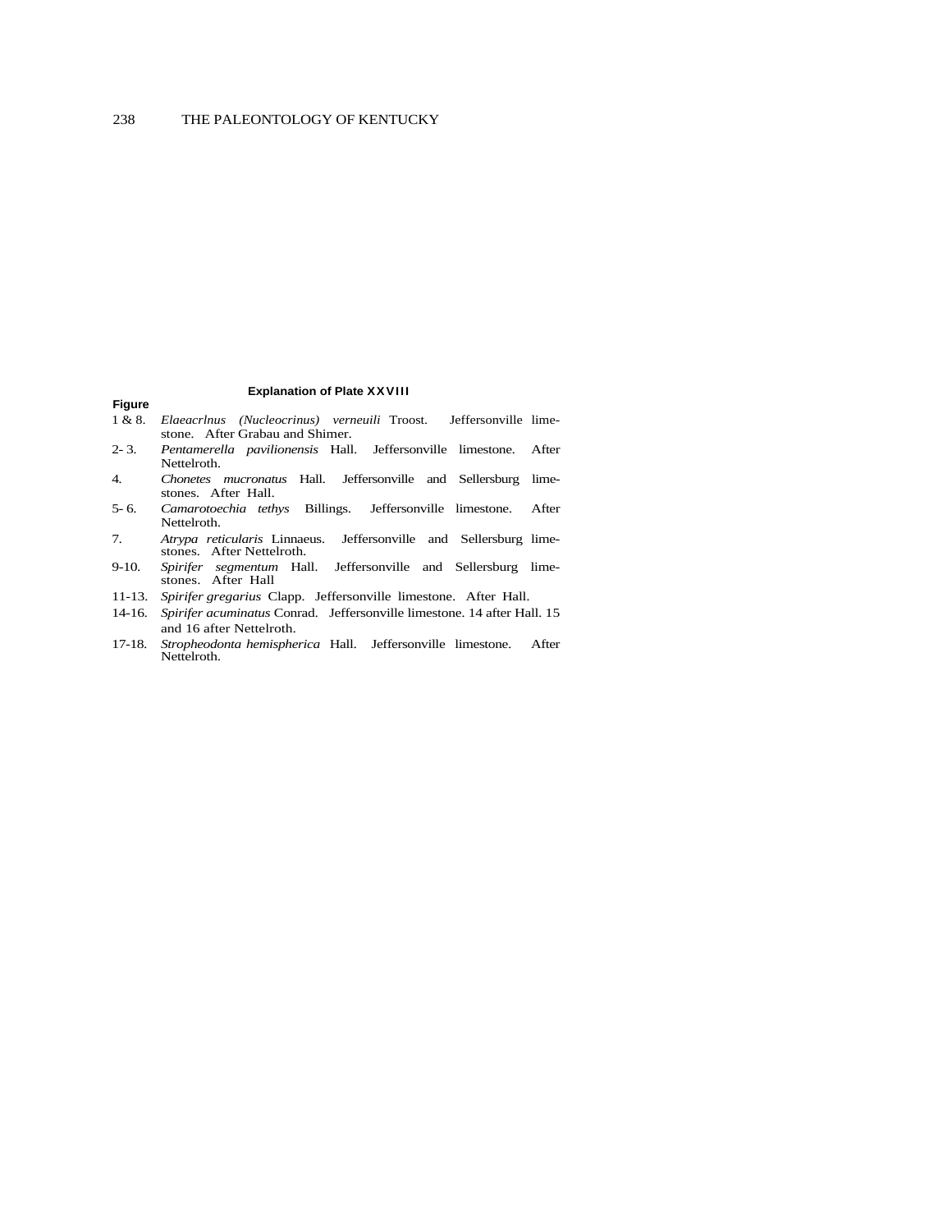### Explanation of Plate XXVIII

**Figure**

1 & 8. *Elaeacrlnus (Nucleocrinus) verneuili* Troost. Jeffersonville limestone. After Grabau and Shimer.

2- 3. *Pentamerella pavilionensis* Hall. Jeffersonville limestone. After Nettelroth.

4. *Chonetes mucronatus* Hall. Jeffersonville and Sellersburg limestones. After Hall.

5- 6. *Camarotoechia tethys* Billings. Jeffersonville limestone. After Nettelroth.

7. *Atrypa reticularis* Linnaeus. Jeffersonville and Sellersburg limestones. After Nettelroth.

9-10. *Spirifer segmentum* Hall. Jeffersonville and Sellersburg limestones. After Hall

11-13. *Spirifer gregarius* Clapp. Jeffersonville limestone. After Hall.

14-16. *Spirifer acuminatus* Conrad. Jeffersonville limestone. 14 after Hall. 15 and 16 after Nettelroth.

17-18. *Stropheodonta hemispherica* Hall. Jeffersonville limestone. After Nettelroth.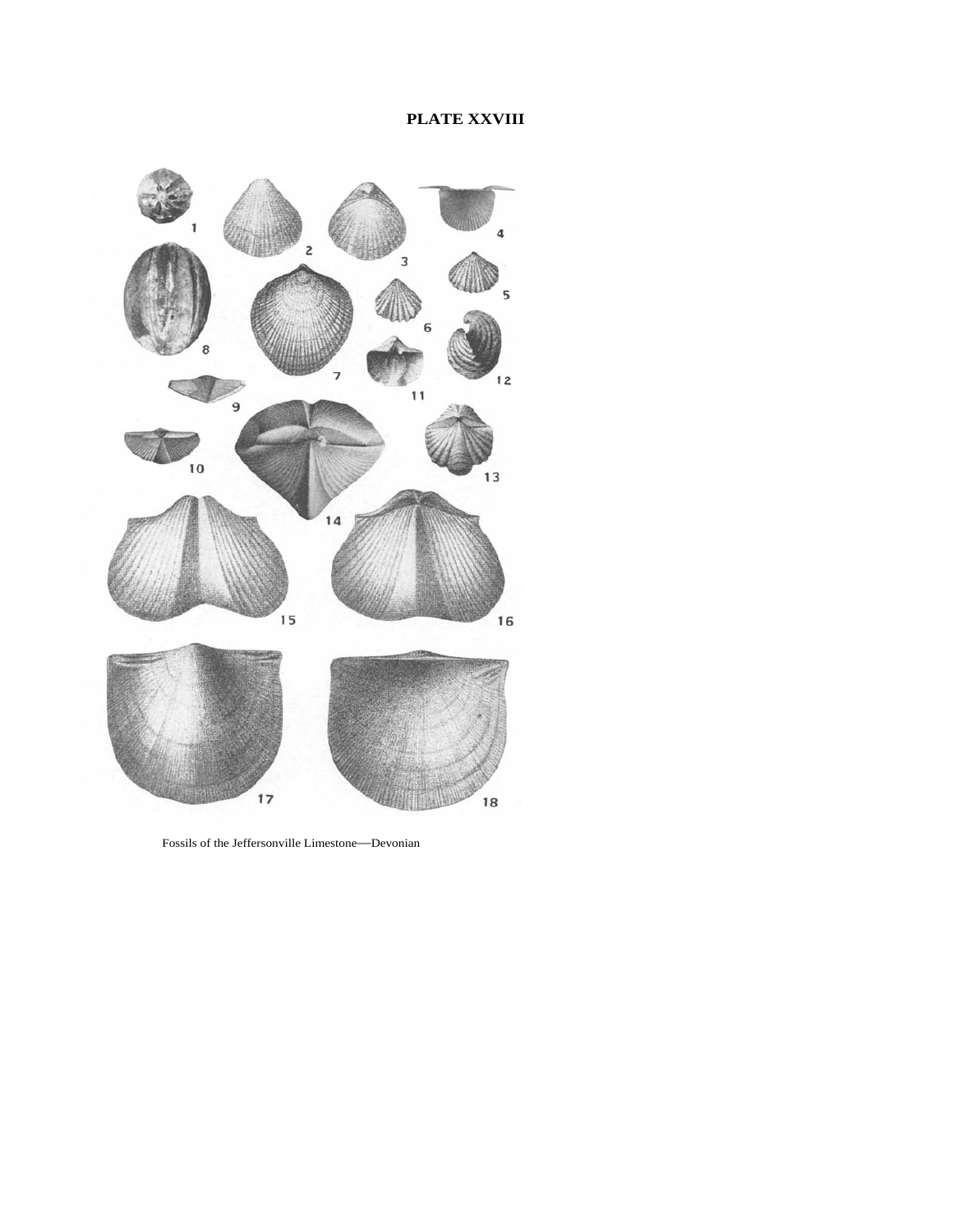# PLATE XXVIII

Fossils of the Jeffersonville Limestone—Devonian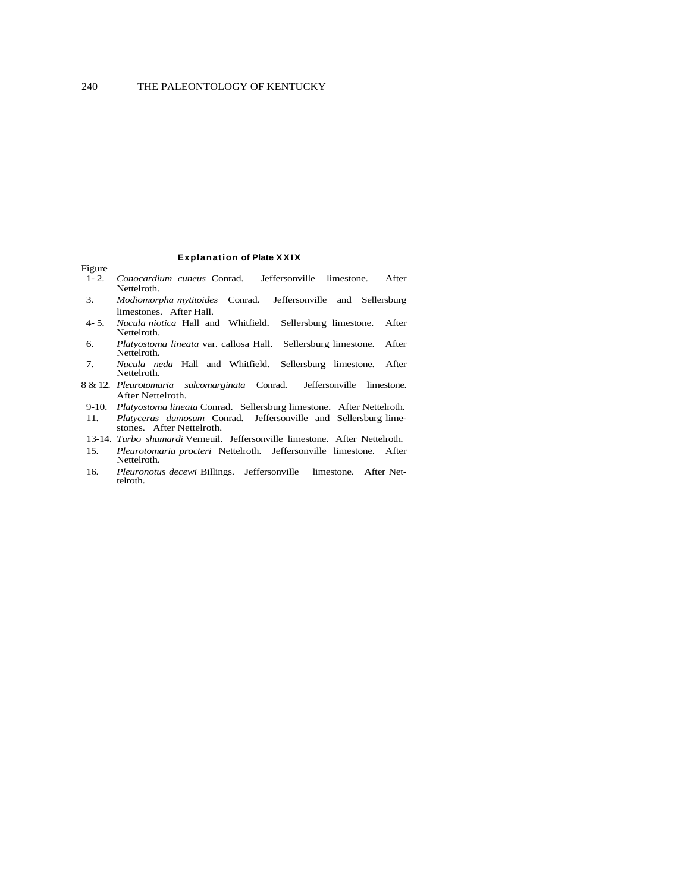### Explanation of Plate XXIX

Figure

1-2. *Conocardium cuneus* Conrad. Jeffersonville limestone. After Nettelroth.

3. *Modiomorpha mytitoides* Conrad. Jeffersonville and Sellersburg limestones. After Hall.

4-5. *Nucula niotica* Hall and Whitfield. Sellersburg limestone. After Nettelroth.

6. *Platyostoma lineata* var. callosa Hall. Sellersburg limestone. After Nettelroth.

7. *Nucula neda* Hall and Whitfield. Sellersburg limestone. After Nettelroth.

8 & 12. *Pleurotomaria sulcomarginata* Conrad. Jeffersonville limestone. After Nettelroth.

9-10. *Platyostoma lineata* Conrad. Sellersburg limestone. After Nettelroth.

11. *Platyceras dumosum* Conrad. Jeffersonville and Sellersburg limestones. After Nettelroth.

13-14. *Turbo shumardi* Verneuil. Jeffersonville limestone. After Nettelroth.

15. *Pleurotomaria procteri* Nettelroth. Jeffersonville limestone. After Nettelroth.

16. *Pleuronotus decewi* Billings. Jeffersonville limestone. After Nettelroth.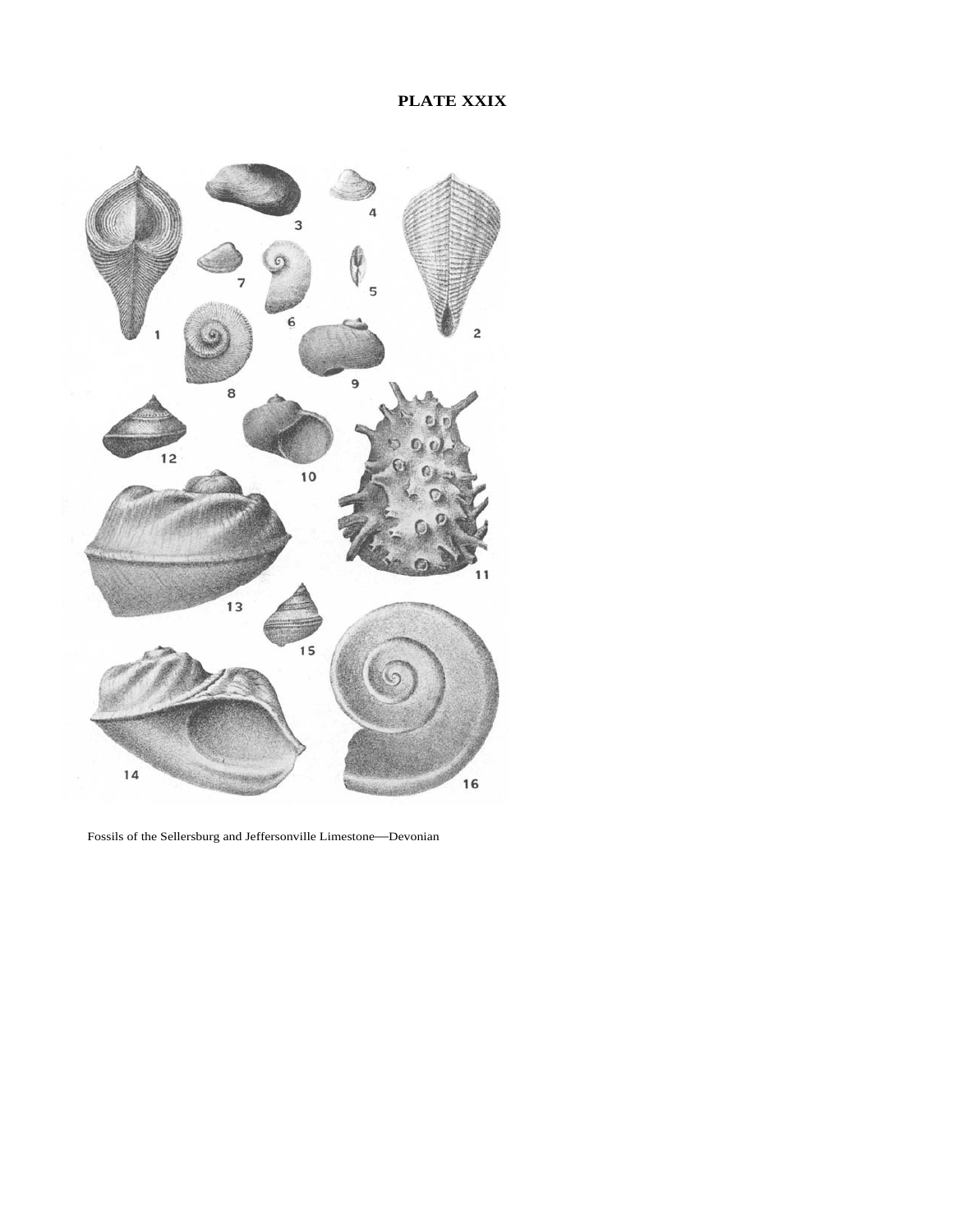**PLATE XXIX**

Fossils of the Sellersburg and Jeffersonville Limestone—Devonian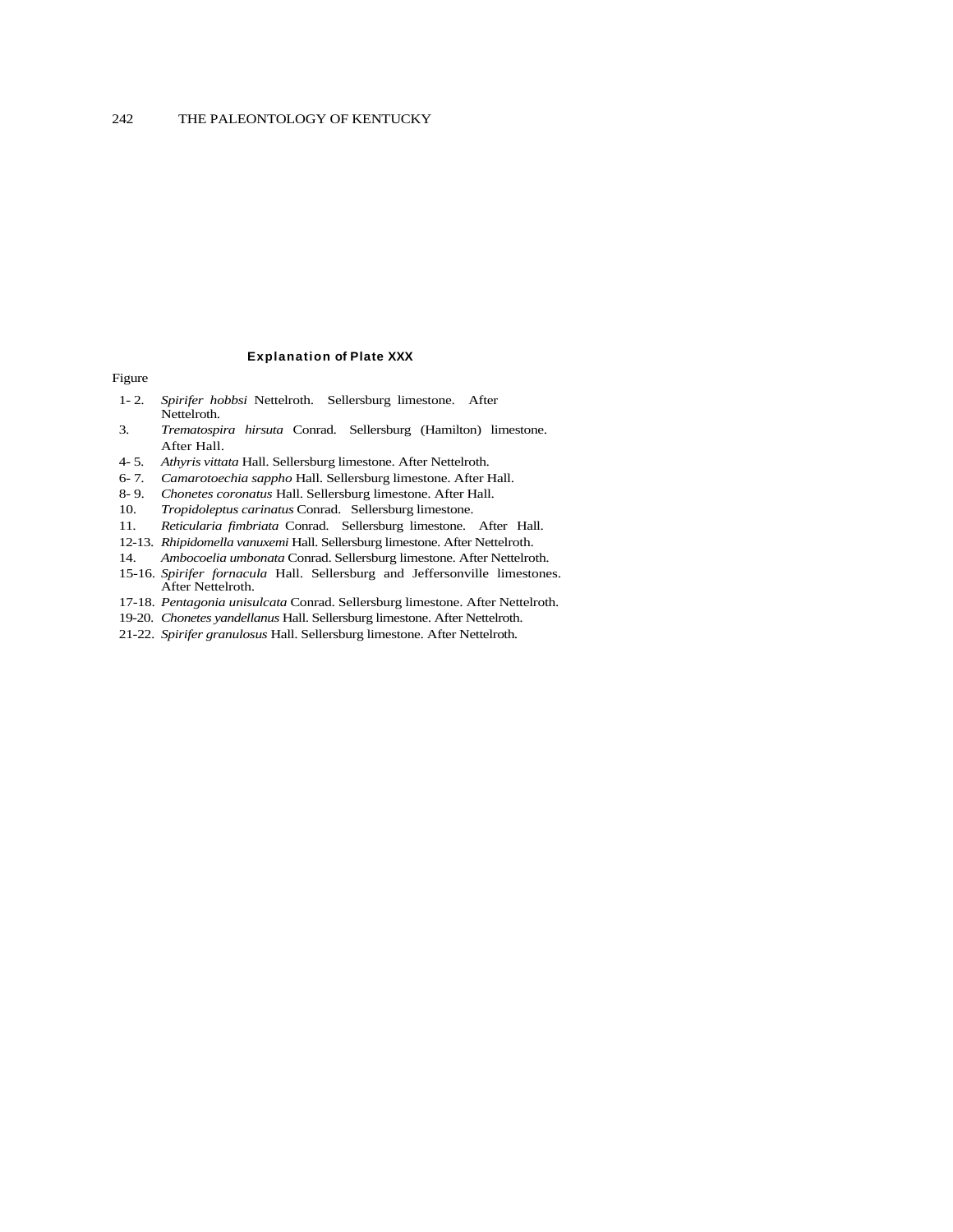### Explanation of Plate XXX

Figure

- 1- 2. *Spirifer hobbsi* Nettelroth. Sellersburg limestone. After Nettelroth.
- 3. *Trematospira hirsuta* Conrad. Sellersburg (Hamilton) limestone. After Hall.
- 4- 5. *Athyris vittata* Hall. Sellersburg limestone. After Nettelroth.
- 6- 7. *Camarotoechia sappho* Hall. Sellersburg limestone. After Hall.
- 8- 9. *Chonetes coronatus* Hall. Sellersburg limestone. After Hall.
- 10. *Tropidoleptus carinatus* Conrad. Sellersburg limestone.
- 11. *Reticularia fimbriata* Conrad. Sellersburg limestone. After Hall.
- 12-13. *Rhipidomella vanuxemi* Hall. Sellersburg limestone. After Nettelroth.
- 14. *Ambocoelia umbonata* Conrad. Sellersburg limestone. After Nettelroth.
- 15-16. *Spirifer fornacula* Hall. Sellersburg and Jeffersonville limestones. After Nettelroth.
- 17-18. *Pentagonia unisulcata* Conrad. Sellersburg limestone. After Nettelroth.
- 19-20. *Chonetes yandellanus* Hall. Sellersburg limestone. After Nettelroth.
- 21-22. *Spirifer granulosus* Hall. Sellersburg limestone. After Nettelroth.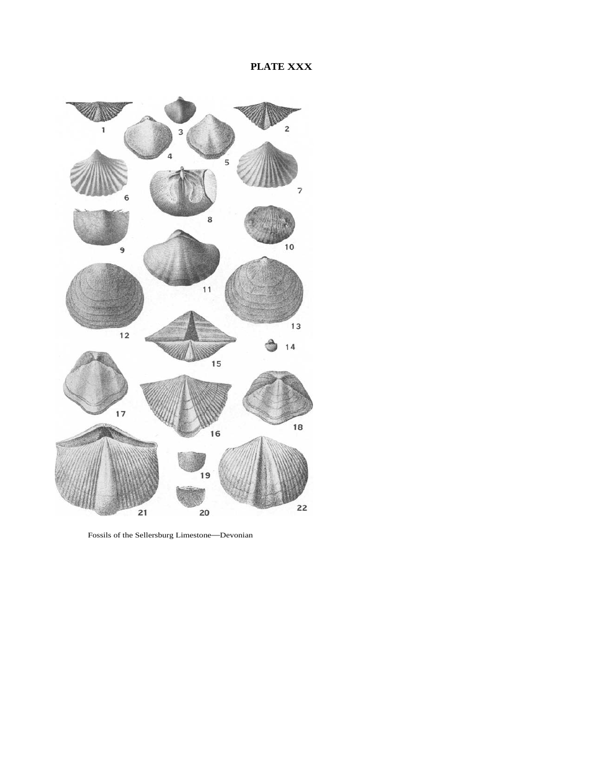**PLATE XXX**

Fossils of the Sellersburg Limestone—Devonian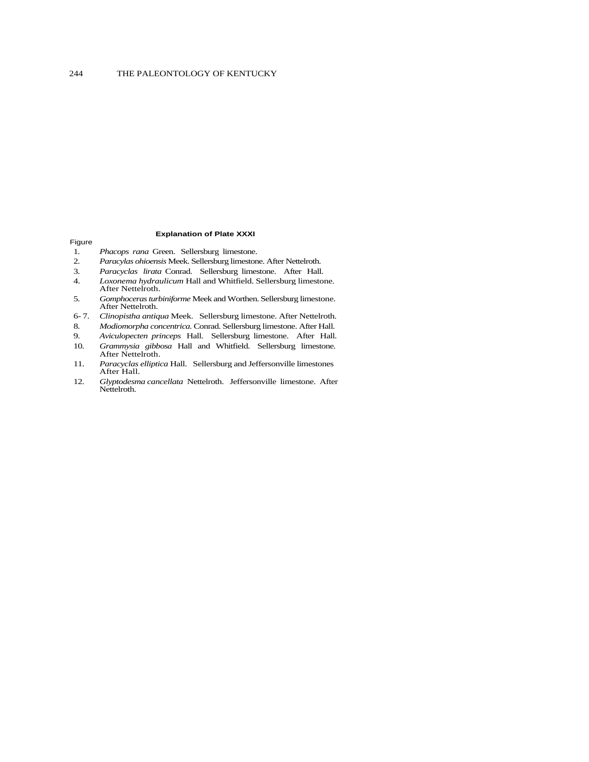### Explanation of Plate XXXI

Figure

1. *Phacops rana* Green. Sellersburg limestone.
2. *Paracylas ohioensis* Meek. Sellersburg limestone. After Nettelroth.
3. *Paracyclas lirata* Conrad. Sellersburg limestone. After Hall.
4. *Loxonema hydraulicum* Hall and Whitfield. Sellersburg limestone. After Nettelroth.
5. *Gomphoceras turbiniforme* Meek and Worthen. Sellersburg limestone. After Nettelroth.

6- 7. *Clinopistha antiqua* Meek. Sellersburg limestone. After Nettelroth.

8. *Modiomorpha concentrica.* Conrad. Sellersburg limestone. After Hall.
9. *Aviculopecten princeps* Hall. Sellersburg limestone. After Hall.
10. *Grammysia gibbosa* Hall and Whitfield. Sellersburg limestone. After Nettelroth.
11. *Paracyclas elliptica* Hall. Sellersburg and Jeffersonville limestones After Hall.
12. *Glyptodesma cancellata* Nettelroth. Jeffersonville limestone. After Nettelroth.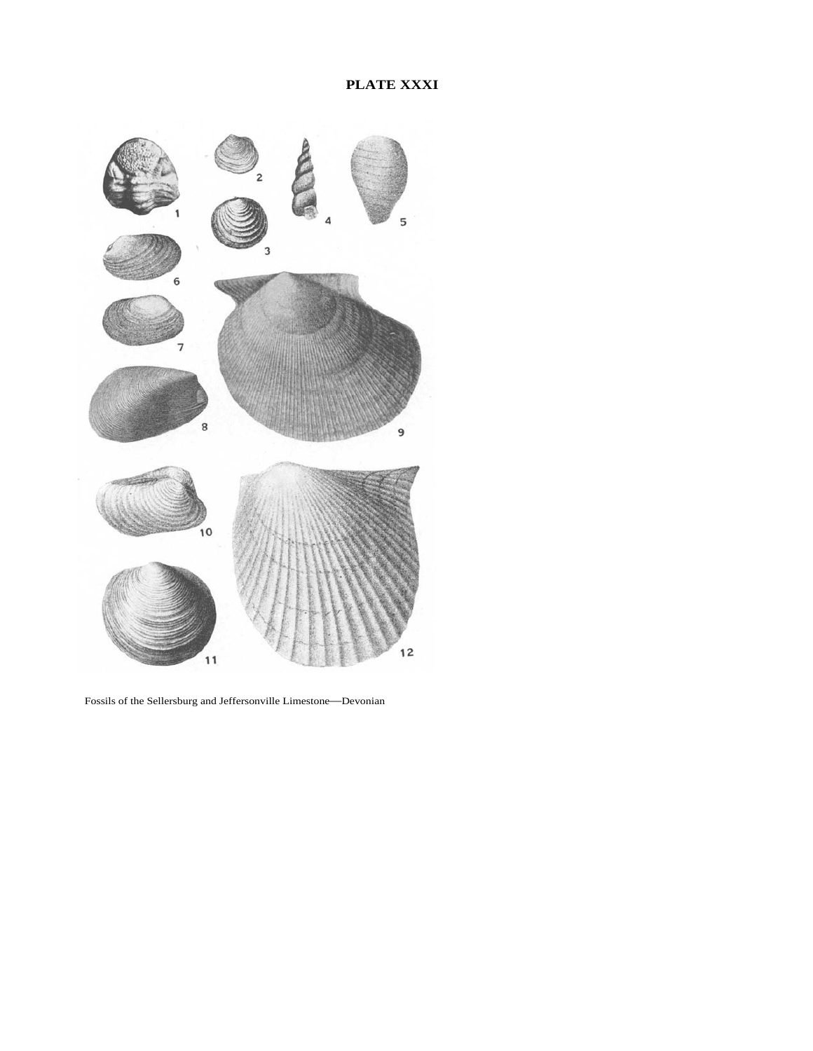# PLATE XXXI

Fossils of the Sellersburg and Jeffersonville Limestone—Devonian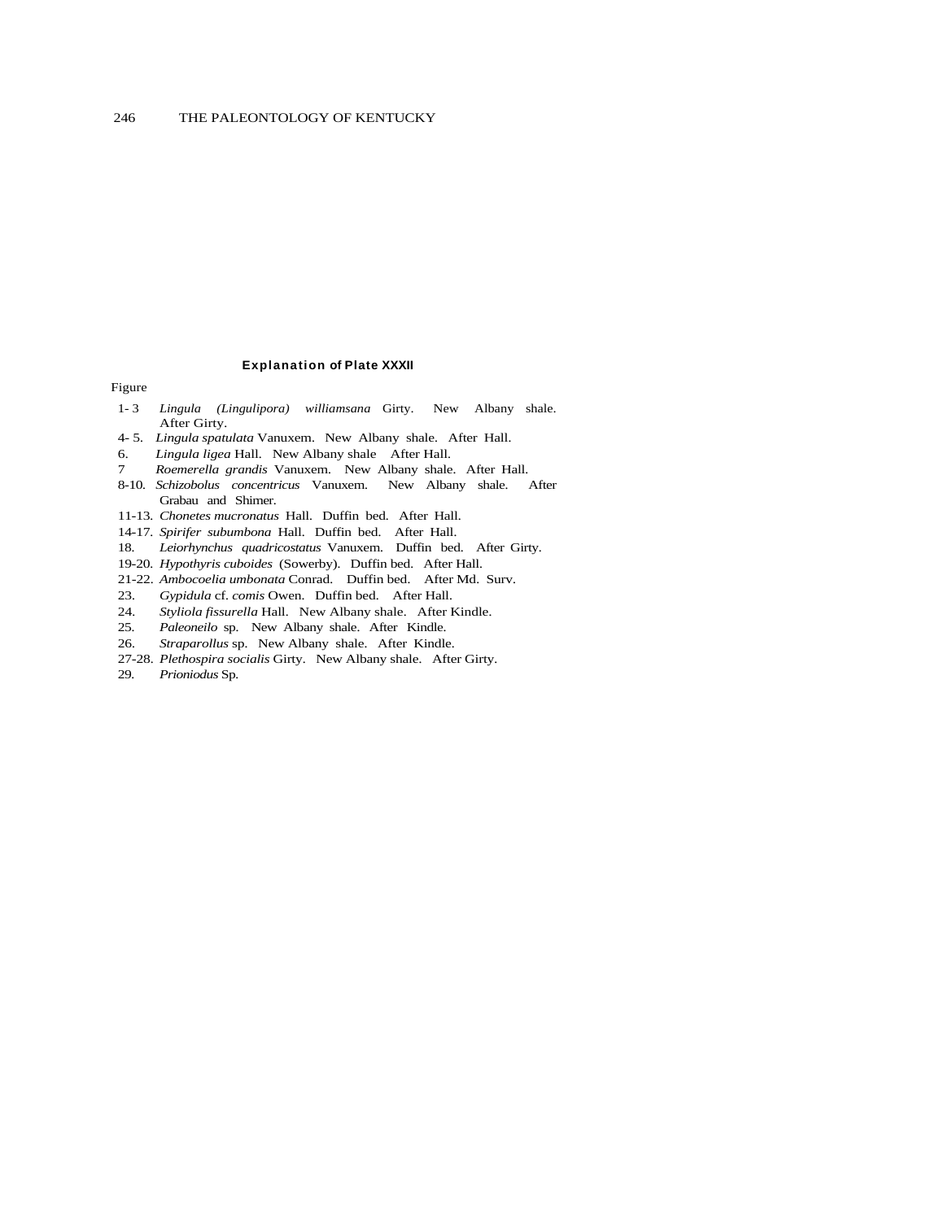### Explanation of Plate XXXII

Figure

1-3 *Lingula (Lingulipora) williamsana* Girty. New Albany shale. After Girty.

4-5. *Lingula spatulata* Vanuxem. New Albany shale. After Hall.

6. *Lingula ligea* Hall. New Albany shale After Hall.

7 *Roemerella grandis* Vanuxem. New Albany shale. After Hall.

8-10. *Schizobolus concentricus* Vanuxem. New Albany shale. After Grabau and Shimer.

11-13. *Chonetes mucronatus* Hall. Duffin bed. After Hall.

14-17. *Spirifer subumbona* Hall. Duffin bed. After Hall.

18. *Leiorhynchus quadricostatus* Vanuxem. Duffin bed. After Girty.

19-20. *Hypothyris cuboides* (Sowerby). Duffin bed. After Hall.

21-22. *Ambocoelia umbonata* Conrad. Duffin bed. After Md. Surv.

23. *Gypidula* cf. *comis* Owen. Duffin bed. After Hall.

24. *Styliola fissurella* Hall. New Albany shale. After Kindle.

25. *Paleoneilo* sp. New Albany shale. After Kindle.

26. *Straparollus* sp. New Albany shale. After Kindle.

27-28. *Plethospira socialis* Girty. New Albany shale. After Girty.

29. *Prioniodus* Sp.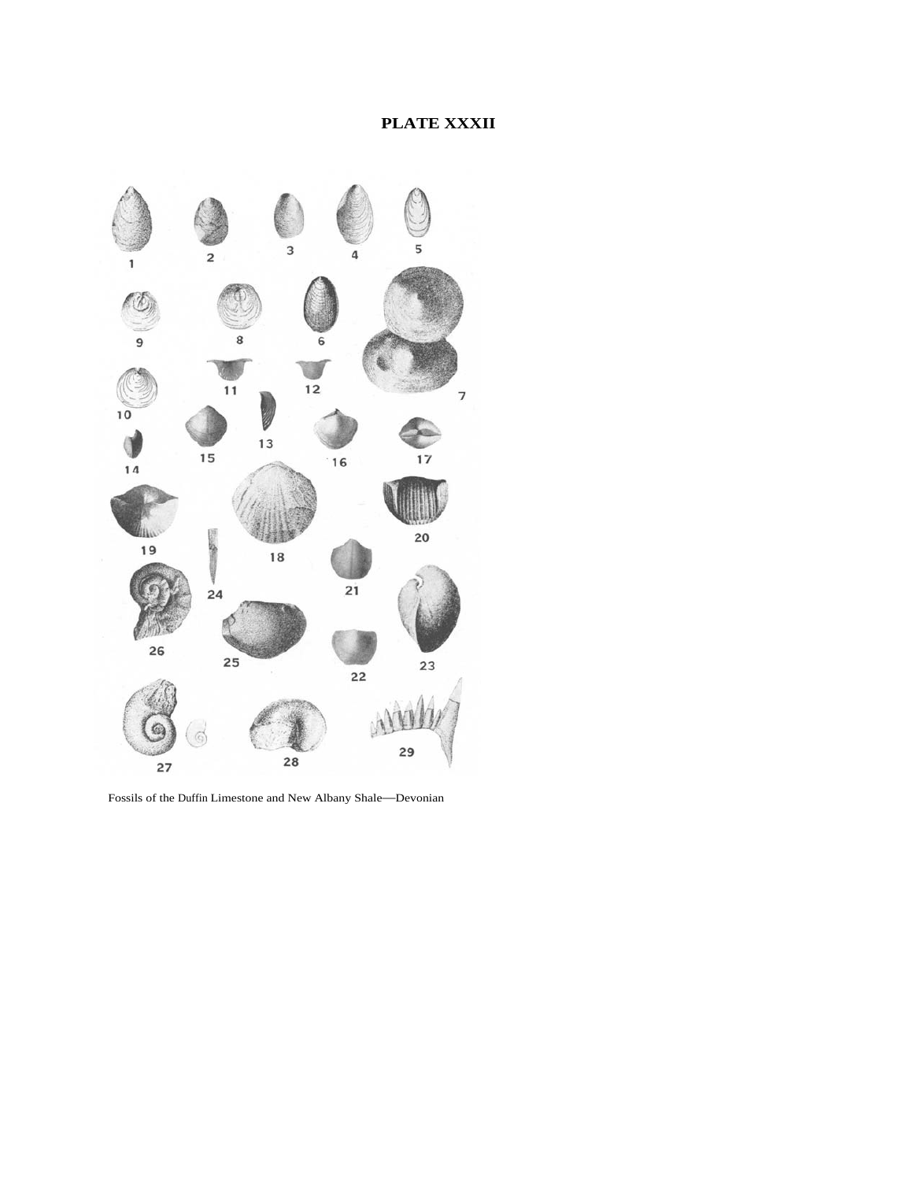# PLATE XXXII

Fossils of the Duffin Limestone and New Albany Shale—Devonian